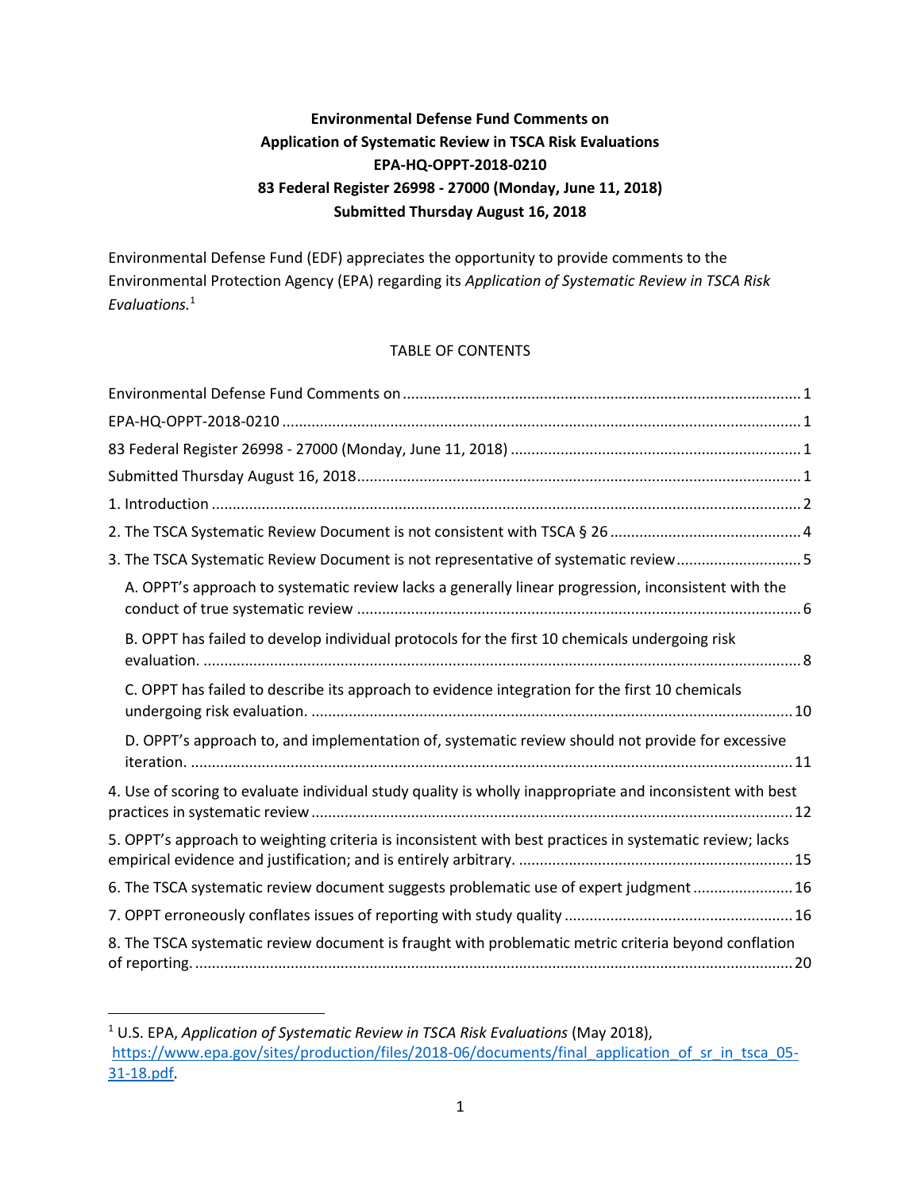**Environmental Defense Fund Comments on**
**Application of Systematic Review in TSCA Risk Evaluations**
**EPA-HQ-OPPT-2018-0210**
**83 Federal Register 26998 - 27000 (Monday, June 11, 2018)**
**Submitted Thursday August 16, 2018**

Environmental Defense Fund (EDF) appreciates the opportunity to provide comments to the Environmental Protection Agency (EPA) regarding its *Application of Systematic Review in TSCA Risk Evaluations.*[1]

TABLE OF CONTENTS

Environmental Defense Fund Comments on ............ 1
EPA-HQ-OPPT-2018-0210 ............ 1
83 Federal Register 26998 - 27000 (Monday, June 11, 2018) ............ 1
Submitted Thursday August 16, 2018 ............ 1
1. Introduction ............ 2
2. The TSCA Systematic Review Document is not consistent with TSCA § 26 ............ 4
3. The TSCA Systematic Review Document is not representative of systematic review ............ 5
  A. OPPT's approach to systematic review lacks a generally linear progression, inconsistent with the conduct of true systematic review ............ 6
  B. OPPT has failed to develop individual protocols for the first 10 chemicals undergoing risk evaluation. ............ 8
  C. OPPT has failed to describe its approach to evidence integration for the first 10 chemicals undergoing risk evaluation. ............ 10
  D. OPPT's approach to, and implementation of, systematic review should not provide for excessive iteration. ............ 11
4. Use of scoring to evaluate individual study quality is wholly inappropriate and inconsistent with best practices in systematic review ............ 12
5. OPPT's approach to weighting criteria is inconsistent with best practices in systematic review; lacks empirical evidence and justification; and is entirely arbitrary. ............ 15
6. The TSCA systematic review document suggests problematic use of expert judgment ............ 16
7. OPPT erroneously conflates issues of reporting with study quality ............ 16
8. The TSCA systematic review document is fraught with problematic metric criteria beyond conflation of reporting. ............ 20

[1] U.S. EPA, *Application of Systematic Review in TSCA Risk Evaluations* (May 2018), https://www.epa.gov/sites/production/files/2018-06/documents/final_application_of_sr_in_tsca_05-31-18.pdf.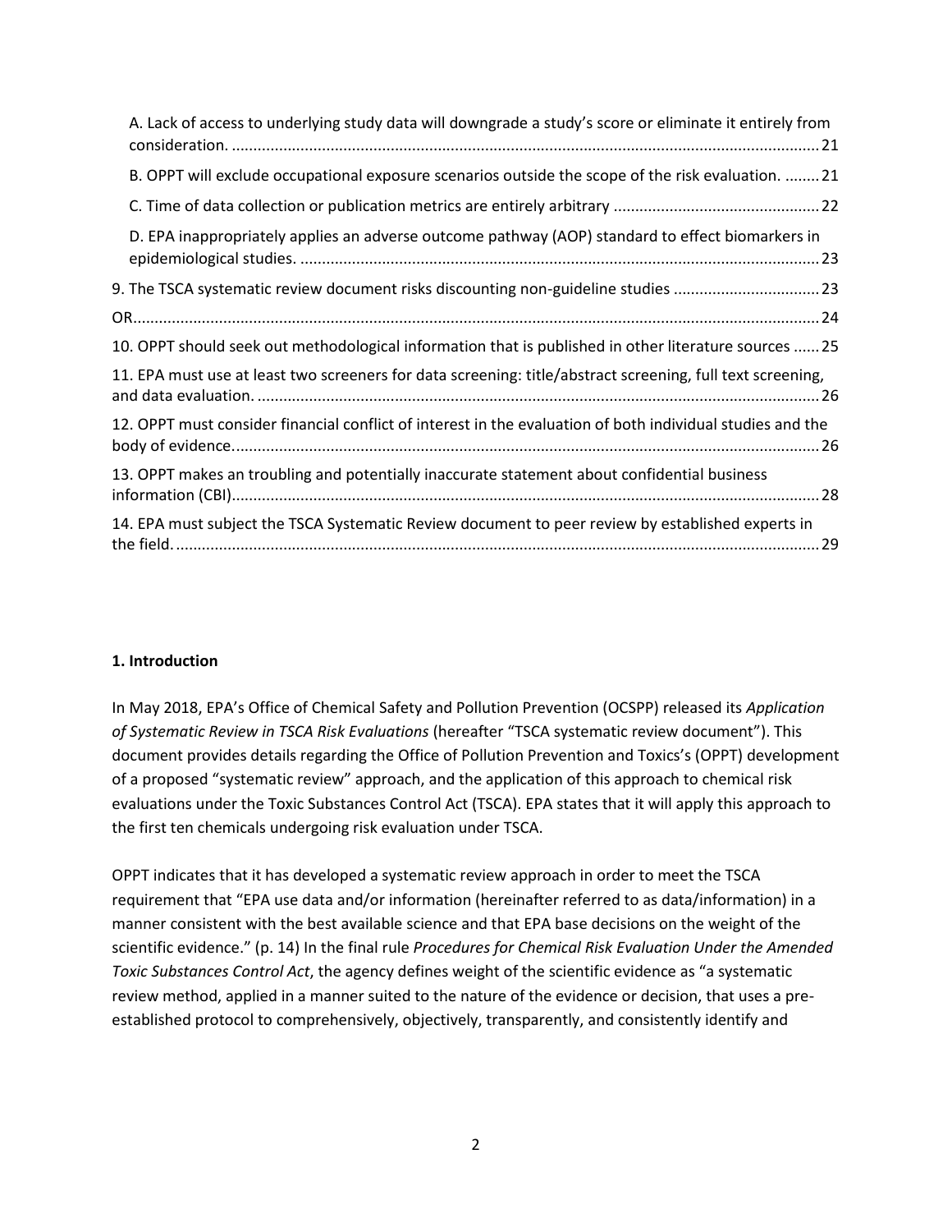A. Lack of access to underlying study data will downgrade a study's score or eliminate it entirely from consideration. ........ 21

B. OPPT will exclude occupational exposure scenarios outside the scope of the risk evaluation. ........ 21

C. Time of data collection or publication metrics are entirely arbitrary ........ 22

D. EPA inappropriately applies an adverse outcome pathway (AOP) standard to effect biomarkers in epidemiological studies. ........ 23

9. The TSCA systematic review document risks discounting non-guideline studies ........ 23

OR........ 24

10. OPPT should seek out methodological information that is published in other literature sources ........ 25

11. EPA must use at least two screeners for data screening: title/abstract screening, full text screening, and data evaluation. ........ 26

12. OPPT must consider financial conflict of interest in the evaluation of both individual studies and the body of evidence. ........ 26

13. OPPT makes an troubling and potentially inaccurate statement about confidential business information (CBI). ........ 28

14. EPA must subject the TSCA Systematic Review document to peer review by established experts in the field. ........ 29

**1. Introduction**

In May 2018, EPA's Office of Chemical Safety and Pollution Prevention (OCSPP) released its *Application of Systematic Review in TSCA Risk Evaluations* (hereafter "TSCA systematic review document"). This document provides details regarding the Office of Pollution Prevention and Toxics's (OPPT) development of a proposed "systematic review" approach, and the application of this approach to chemical risk evaluations under the Toxic Substances Control Act (TSCA). EPA states that it will apply this approach to the first ten chemicals undergoing risk evaluation under TSCA.

OPPT indicates that it has developed a systematic review approach in order to meet the TSCA requirement that "EPA use data and/or information (hereinafter referred to as data/information) in a manner consistent with the best available science and that EPA base decisions on the weight of the scientific evidence." (p. 14) In the final rule *Procedures for Chemical Risk Evaluation Under the Amended Toxic Substances Control Act*, the agency defines weight of the scientific evidence as "a systematic review method, applied in a manner suited to the nature of the evidence or decision, that uses a pre-established protocol to comprehensively, objectively, transparently, and consistently identify and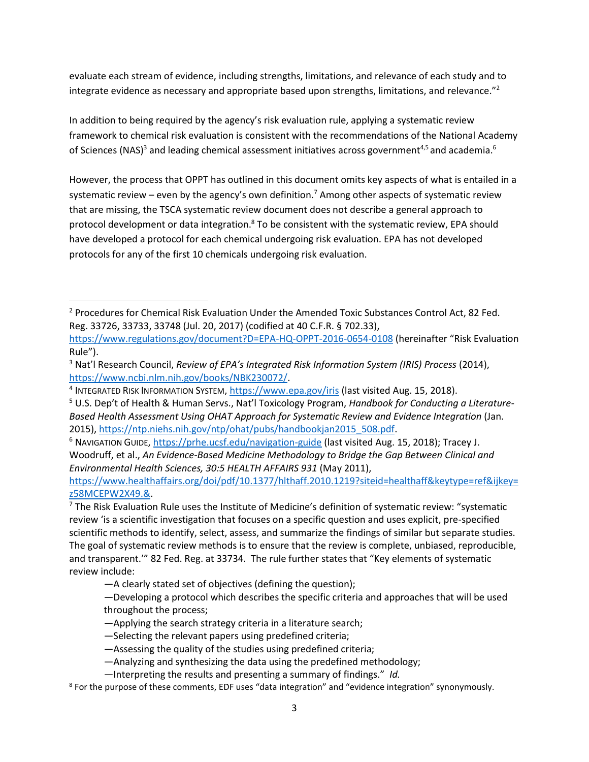evaluate each stream of evidence, including strengths, limitations, and relevance of each study and to integrate evidence as necessary and appropriate based upon strengths, limitations, and relevance."[2]

In addition to being required by the agency's risk evaluation rule, applying a systematic review framework to chemical risk evaluation is consistent with the recommendations of the National Academy of Sciences (NAS)[3] and leading chemical assessment initiatives across government[4,5] and academia.[6]

However, the process that OPPT has outlined in this document omits key aspects of what is entailed in a systematic review – even by the agency's own definition.[7] Among other aspects of systematic review that are missing, the TSCA systematic review document does not describe a general approach to protocol development or data integration.[8] To be consistent with the systematic review, EPA should have developed a protocol for each chemical undergoing risk evaluation. EPA has not developed protocols for any of the first 10 chemicals undergoing risk evaluation.

---

[2] Procedures for Chemical Risk Evaluation Under the Amended Toxic Substances Control Act, 82 Fed. Reg. 33726, 33733, 33748 (Jul. 20, 2017) (codified at 40 C.F.R. § 702.33), https://www.regulations.gov/document?D=EPA-HQ-OPPT-2016-0654-0108 (hereinafter "Risk Evaluation Rule").

[3] Nat'l Research Council, *Review of EPA's Integrated Risk Information System (IRIS) Process* (2014), https://www.ncbi.nlm.nih.gov/books/NBK230072/.

[4] INTEGRATED RISK INFORMATION SYSTEM, https://www.epa.gov/iris (last visited Aug. 15, 2018).

[5] U.S. Dep't of Health & Human Servs., Nat'l Toxicology Program, *Handbook for Conducting a Literature-Based Health Assessment Using OHAT Approach for Systematic Review and Evidence Integration* (Jan. 2015), https://ntp.niehs.nih.gov/ntp/ohat/pubs/handbookjan2015_508.pdf.

[6] NAVIGATION GUIDE, https://prhe.ucsf.edu/navigation-guide (last visited Aug. 15, 2018); Tracey J. Woodruff, et al., *An Evidence-Based Medicine Methodology to Bridge the Gap Between Clinical and Environmental Health Sciences, 30:5 HEALTH AFFAIRS 931* (May 2011), https://www.healthaffairs.org/doi/pdf/10.1377/hlthaff.2010.1219?siteid=healthaff&keytype=ref&ijkey=z58MCEPW2X49.&.

[7] The Risk Evaluation Rule uses the Institute of Medicine's definition of systematic review: "systematic review 'is a scientific investigation that focuses on a specific question and uses explicit, pre-specified scientific methods to identify, select, assess, and summarize the findings of similar but separate studies. The goal of systematic review methods is to ensure that the review is complete, unbiased, reproducible, and transparent.'" 82 Fed. Reg. at 33734. The rule further states that "Key elements of systematic review include:

- —A clearly stated set of objectives (defining the question);
- —Developing a protocol which describes the specific criteria and approaches that will be used throughout the process;
- —Applying the search strategy criteria in a literature search;
- —Selecting the relevant papers using predefined criteria;
- —Assessing the quality of the studies using predefined criteria;
- —Analyzing and synthesizing the data using the predefined methodology;
- —Interpreting the results and presenting a summary of findings." *Id.*

[8] For the purpose of these comments, EDF uses "data integration" and "evidence integration" synonymously.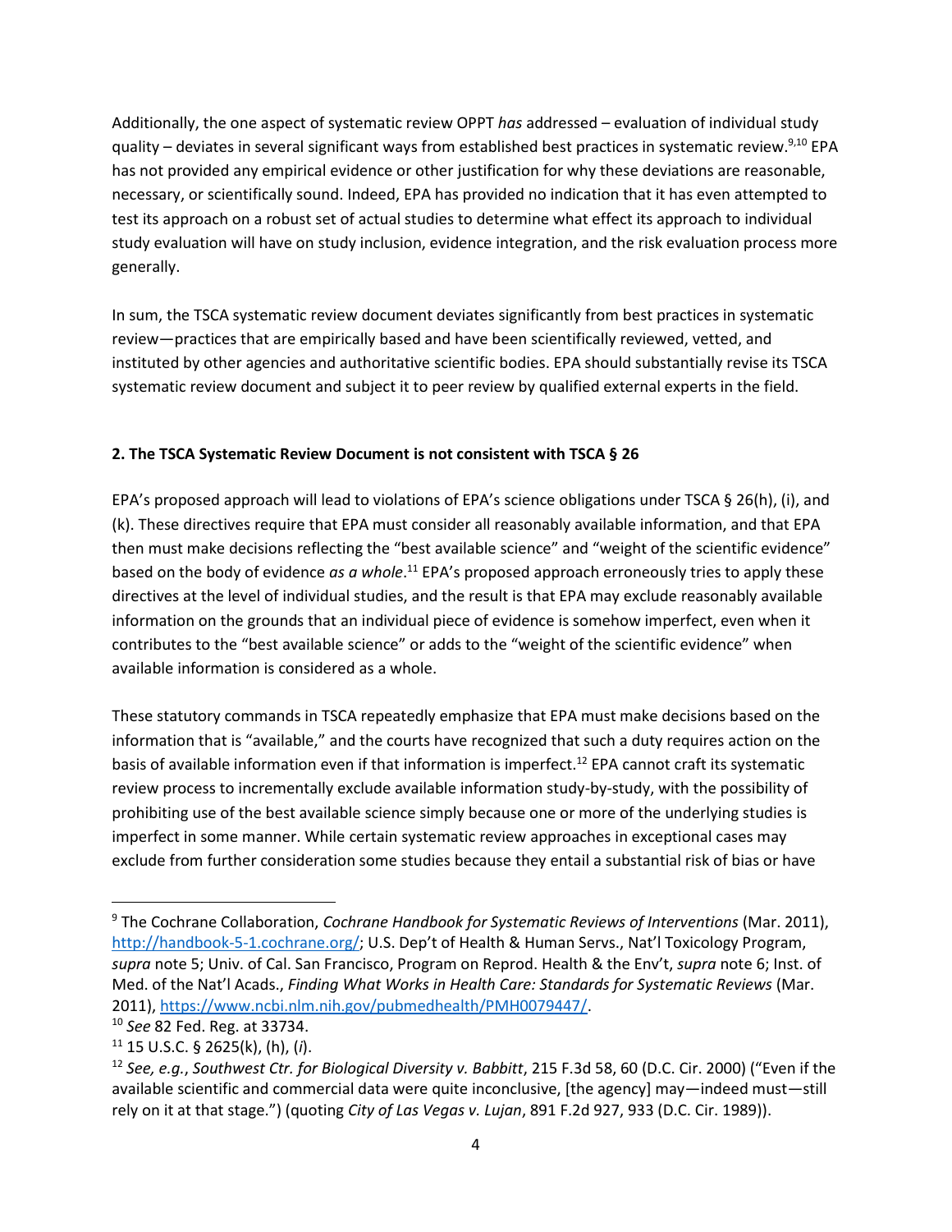Additionally, the one aspect of systematic review OPPT *has* addressed – evaluation of individual study quality – deviates in several significant ways from established best practices in systematic review.[9,10] EPA has not provided any empirical evidence or other justification for why these deviations are reasonable, necessary, or scientifically sound. Indeed, EPA has provided no indication that it has even attempted to test its approach on a robust set of actual studies to determine what effect its approach to individual study evaluation will have on study inclusion, evidence integration, and the risk evaluation process more generally.

In sum, the TSCA systematic review document deviates significantly from best practices in systematic review—practices that are empirically based and have been scientifically reviewed, vetted, and instituted by other agencies and authoritative scientific bodies. EPA should substantially revise its TSCA systematic review document and subject it to peer review by qualified external experts in the field.

**2. The TSCA Systematic Review Document is not consistent with TSCA § 26**

EPA's proposed approach will lead to violations of EPA's science obligations under TSCA § 26(h), (i), and (k). These directives require that EPA must consider all reasonably available information, and that EPA then must make decisions reflecting the "best available science" and "weight of the scientific evidence" based on the body of evidence *as a whole*.[11] EPA's proposed approach erroneously tries to apply these directives at the level of individual studies, and the result is that EPA may exclude reasonably available information on the grounds that an individual piece of evidence is somehow imperfect, even when it contributes to the "best available science" or adds to the "weight of the scientific evidence" when available information is considered as a whole.

These statutory commands in TSCA repeatedly emphasize that EPA must make decisions based on the information that is "available," and the courts have recognized that such a duty requires action on the basis of available information even if that information is imperfect.[12] EPA cannot craft its systematic review process to incrementally exclude available information study-by-study, with the possibility of prohibiting use of the best available science simply because one or more of the underlying studies is imperfect in some manner. While certain systematic review approaches in exceptional cases may exclude from further consideration some studies because they entail a substantial risk of bias or have

---

[9] The Cochrane Collaboration, *Cochrane Handbook for Systematic Reviews of Interventions* (Mar. 2011), http://handbook-5-1.cochrane.org/; U.S. Dep't of Health & Human Servs., Nat'l Toxicology Program, *supra* note 5; Univ. of Cal. San Francisco, Program on Reprod. Health & the Env't, *supra* note 6; Inst. of Med. of the Nat'l Acads., *Finding What Works in Health Care: Standards for Systematic Reviews* (Mar. 2011), https://www.ncbi.nlm.nih.gov/pubmedhealth/PMH0079447/.

[10] *See* 82 Fed. Reg. at 33734.

[11] 15 U.S.C. § 2625(k), (h), (*i*).

[12] *See, e.g.*, *Southwest Ctr. for Biological Diversity v. Babbitt*, 215 F.3d 58, 60 (D.C. Cir. 2000) ("Even if the available scientific and commercial data were quite inconclusive, [the agency] may—indeed must—still rely on it at that stage.") (quoting *City of Las Vegas v. Lujan*, 891 F.2d 927, 933 (D.C. Cir. 1989)).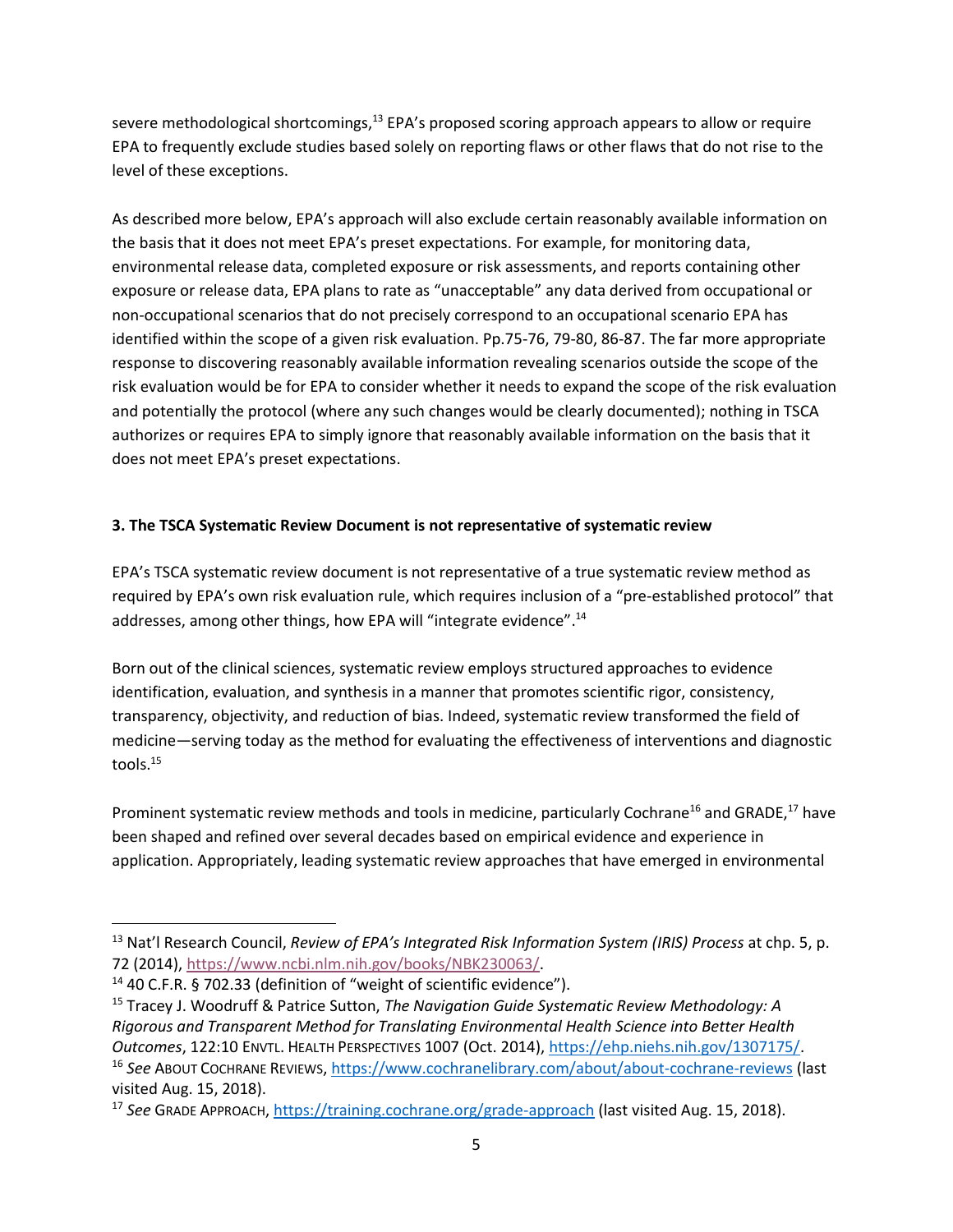severe methodological shortcomings,[13] EPA's proposed scoring approach appears to allow or require EPA to frequently exclude studies based solely on reporting flaws or other flaws that do not rise to the level of these exceptions.

As described more below, EPA's approach will also exclude certain reasonably available information on the basis that it does not meet EPA's preset expectations. For example, for monitoring data, environmental release data, completed exposure or risk assessments, and reports containing other exposure or release data, EPA plans to rate as "unacceptable" any data derived from occupational or non-occupational scenarios that do not precisely correspond to an occupational scenario EPA has identified within the scope of a given risk evaluation. Pp.75-76, 79-80, 86-87. The far more appropriate response to discovering reasonably available information revealing scenarios outside the scope of the risk evaluation would be for EPA to consider whether it needs to expand the scope of the risk evaluation and potentially the protocol (where any such changes would be clearly documented); nothing in TSCA authorizes or requires EPA to simply ignore that reasonably available information on the basis that it does not meet EPA's preset expectations.

**3. The TSCA Systematic Review Document is not representative of systematic review**

EPA's TSCA systematic review document is not representative of a true systematic review method as required by EPA's own risk evaluation rule, which requires inclusion of a "pre-established protocol" that addresses, among other things, how EPA will "integrate evidence".[14]

Born out of the clinical sciences, systematic review employs structured approaches to evidence identification, evaluation, and synthesis in a manner that promotes scientific rigor, consistency, transparency, objectivity, and reduction of bias. Indeed, systematic review transformed the field of medicine—serving today as the method for evaluating the effectiveness of interventions and diagnostic tools.[15]

Prominent systematic review methods and tools in medicine, particularly Cochrane[16] and GRADE,[17] have been shaped and refined over several decades based on empirical evidence and experience in application. Appropriately, leading systematic review approaches that have emerged in environmental

---

[13] Nat'l Research Council, *Review of EPA's Integrated Risk Information System (IRIS) Process* at chp. 5, p. 72 (2014), https://www.ncbi.nlm.nih.gov/books/NBK230063/.

[14] 40 C.F.R. § 702.33 (definition of "weight of scientific evidence").

[15] Tracey J. Woodruff & Patrice Sutton, *The Navigation Guide Systematic Review Methodology: A Rigorous and Transparent Method for Translating Environmental Health Science into Better Health Outcomes*, 122:10 ENVTL. HEALTH PERSPECTIVES 1007 (Oct. 2014), https://ehp.niehs.nih.gov/1307175/.

[16] *See* ABOUT COCHRANE REVIEWS, https://www.cochranelibrary.com/about/about-cochrane-reviews (last visited Aug. 15, 2018).

[17] *See* GRADE APPROACH, https://training.cochrane.org/grade-approach (last visited Aug. 15, 2018).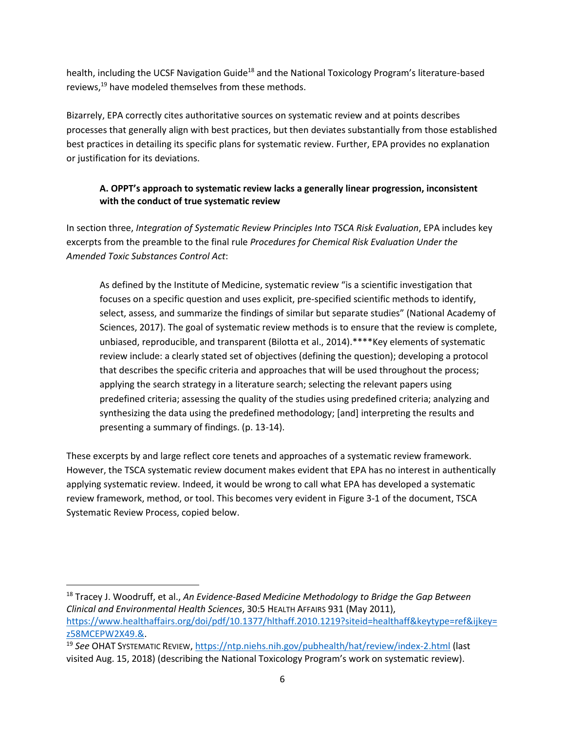health, including the UCSF Navigation Guide[18] and the National Toxicology Program's literature-based reviews,[19] have modeled themselves from these methods.

Bizarrely, EPA correctly cites authoritative sources on systematic review and at points describes processes that generally align with best practices, but then deviates substantially from those established best practices in detailing its specific plans for systematic review. Further, EPA provides no explanation or justification for its deviations.

### A. OPPT's approach to systematic review lacks a generally linear progression, inconsistent with the conduct of true systematic review

In section three, *Integration of Systematic Review Principles Into TSCA Risk Evaluation*, EPA includes key excerpts from the preamble to the final rule *Procedures for Chemical Risk Evaluation Under the Amended Toxic Substances Control Act*:

> As defined by the Institute of Medicine, systematic review "is a scientific investigation that focuses on a specific question and uses explicit, pre-specified scientific methods to identify, select, assess, and summarize the findings of similar but separate studies" (National Academy of Sciences, 2017). The goal of systematic review methods is to ensure that the review is complete, unbiased, reproducible, and transparent (Bilotta et al., 2014).****Key elements of systematic review include: a clearly stated set of objectives (defining the question); developing a protocol that describes the specific criteria and approaches that will be used throughout the process; applying the search strategy in a literature search; selecting the relevant papers using predefined criteria; assessing the quality of the studies using predefined criteria; analyzing and synthesizing the data using the predefined methodology; [and] interpreting the results and presenting a summary of findings. (p. 13-14).

These excerpts by and large reflect core tenets and approaches of a systematic review framework. However, the TSCA systematic review document makes evident that EPA has no interest in authentically applying systematic review. Indeed, it would be wrong to call what EPA has developed a systematic review framework, method, or tool. This becomes very evident in Figure 3-1 of the document, TSCA Systematic Review Process, copied below.

---

[18] Tracey J. Woodruff, et al., *An Evidence-Based Medicine Methodology to Bridge the Gap Between Clinical and Environmental Health Sciences*, 30:5 HEALTH AFFAIRS 931 (May 2011), https://www.healthaffairs.org/doi/pdf/10.1377/hlthaff.2010.1219?siteid=healthaff&keytype=ref&ijkey=z58MCEPW2X49.&.

[19] *See* OHAT SYSTEMATIC REVIEW, https://ntp.niehs.nih.gov/pubhealth/hat/review/index-2.html (last visited Aug. 15, 2018) (describing the National Toxicology Program's work on systematic review).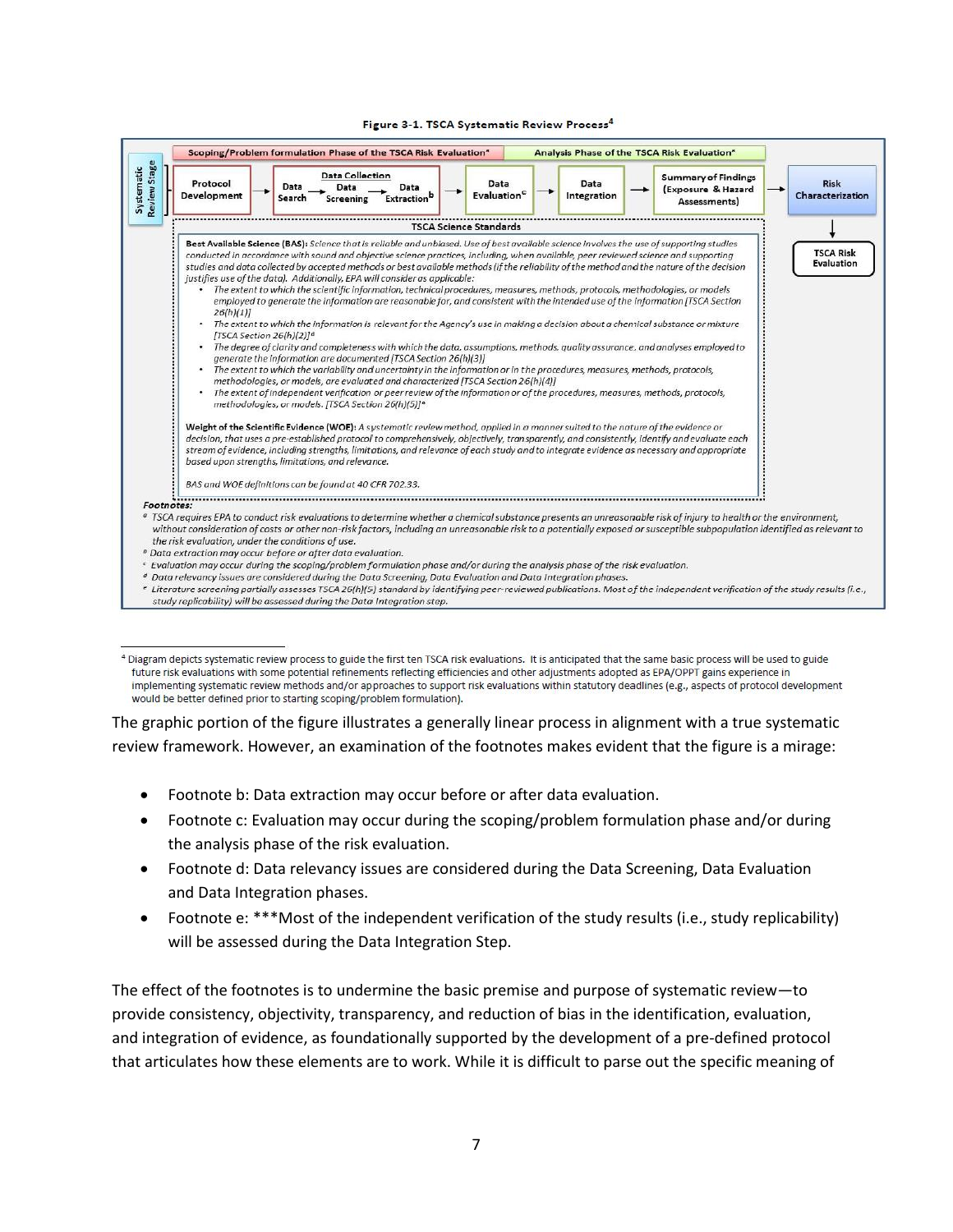**Figure 3-1. TSCA Systematic Review Process**[4]

Systematic Review Stage

Scoping/Problem formulation Phase of the TSCA Risk Evaluation[a] | Analysis Phase of the TSCA Risk Evaluation[a]

Protocol Development → Data Collection (Data Search → Data Screening → Data Extraction[b]) → Data Evaluation[c] → Data Integration → Summary of Findings (Exposure & Hazard Assessments) → Risk Characterization → TSCA Risk Evaluation

**TSCA Science Standards**

**Best Available Science (BAS):** *Science that is reliable and unbiased. Use of best available science involves the use of supporting studies conducted in accordance with sound and objective science practices, including, when available, peer reviewed science and supporting studies and data collected by accepted methods or best available methods (if the reliability of the method and the nature of the decision justifies use of the data). Additionally, EPA will consider as applicable:*

- *The extent to which the scientific information, technical procedures, measures, methods, protocols, methodologies, or models employed to generate the information are reasonable for, and consistent with the intended use of the information [TSCA Section 26(h)(1)]*
- *The extent to which the information is relevant for the Agency's use in making a decision about a chemical substance or mixture [TSCA Section 26(h)(2)][d]*
- *The degree of clarity and completeness with which the data, assumptions, methods, quality assurance, and analyses employed to generate the information are documented [TSCA Section 26(h)(3)]*
- *The extent to which the variability and uncertainty in the information or in the procedures, measures, methods, protocols, methodologies, or models, are evaluated and characterized [TSCA Section 26(h)(4)]*
- *The extent of independent verification or peer review of the information or of the procedures, measures, methods, protocols, methodologies, or models. [TSCA Section 26(h)(5)][e]*

**Weight of the Scientific Evidence (WOE):** *A systematic review method, applied in a manner suited to the nature of the evidence or decision, that uses a pre-established protocol to comprehensively, objectively, transparently, and consistently, identify and evaluate each stream of evidence, including strengths, limitations, and relevance of each study and to integrate evidence as necessary and appropriate based upon strengths, limitations, and relevance.*

*BAS and WOE definitions can be found at 40 CFR 702.33.*

***Footnotes:***

[a] *TSCA requires EPA to conduct risk evaluations to determine whether a chemical substance presents an unreasonable risk of injury to health or the environment, without consideration of costs or other non-risk factors, including an unreasonable risk to a potentially exposed or susceptible subpopulation identified as relevant to the risk evaluation, under the conditions of use.*

[b] *Data extraction may occur before or after data evaluation.*

[c] *Evaluation may occur during the scoping/problem formulation phase and/or during the analysis phase of the risk evaluation.*

[d] *Data relevancy issues are considered during the Data Screening, Data Evaluation and Data Integration phases.*

[e] *Literature screening partially assesses TSCA 26(h)(5) standard by identifying peer-reviewed publications. Most of the independent verification of the study results (i.e., study replicability) will be assessed during the Data Integration step.*

The graphic portion of the figure illustrates a generally linear process in alignment with a true systematic review framework. However, an examination of the footnotes makes evident that the figure is a mirage:

- Footnote b: Data extraction may occur before or after data evaluation.
- Footnote c: Evaluation may occur during the scoping/problem formulation phase and/or during the analysis phase of the risk evaluation.
- Footnote d: Data relevancy issues are considered during the Data Screening, Data Evaluation and Data Integration phases.
- Footnote e: ***Most of the independent verification of the study results (i.e., study replicability) will be assessed during the Data Integration Step.

The effect of the footnotes is to undermine the basic premise and purpose of systematic review—to provide consistency, objectivity, transparency, and reduction of bias in the identification, evaluation, and integration of evidence, as foundationally supported by the development of a pre-defined protocol that articulates how these elements are to work. While it is difficult to parse out the specific meaning of

[4] Diagram depicts systematic review process to guide the first ten TSCA risk evaluations. It is anticipated that the same basic process will be used to guide future risk evaluations with some potential refinements reflecting efficiencies and other adjustments adopted as EPA/OPPT gains experience in implementing systematic review methods and/or approaches to support risk evaluations within statutory deadlines (e.g., aspects of protocol development would be better defined prior to starting scoping/problem formulation).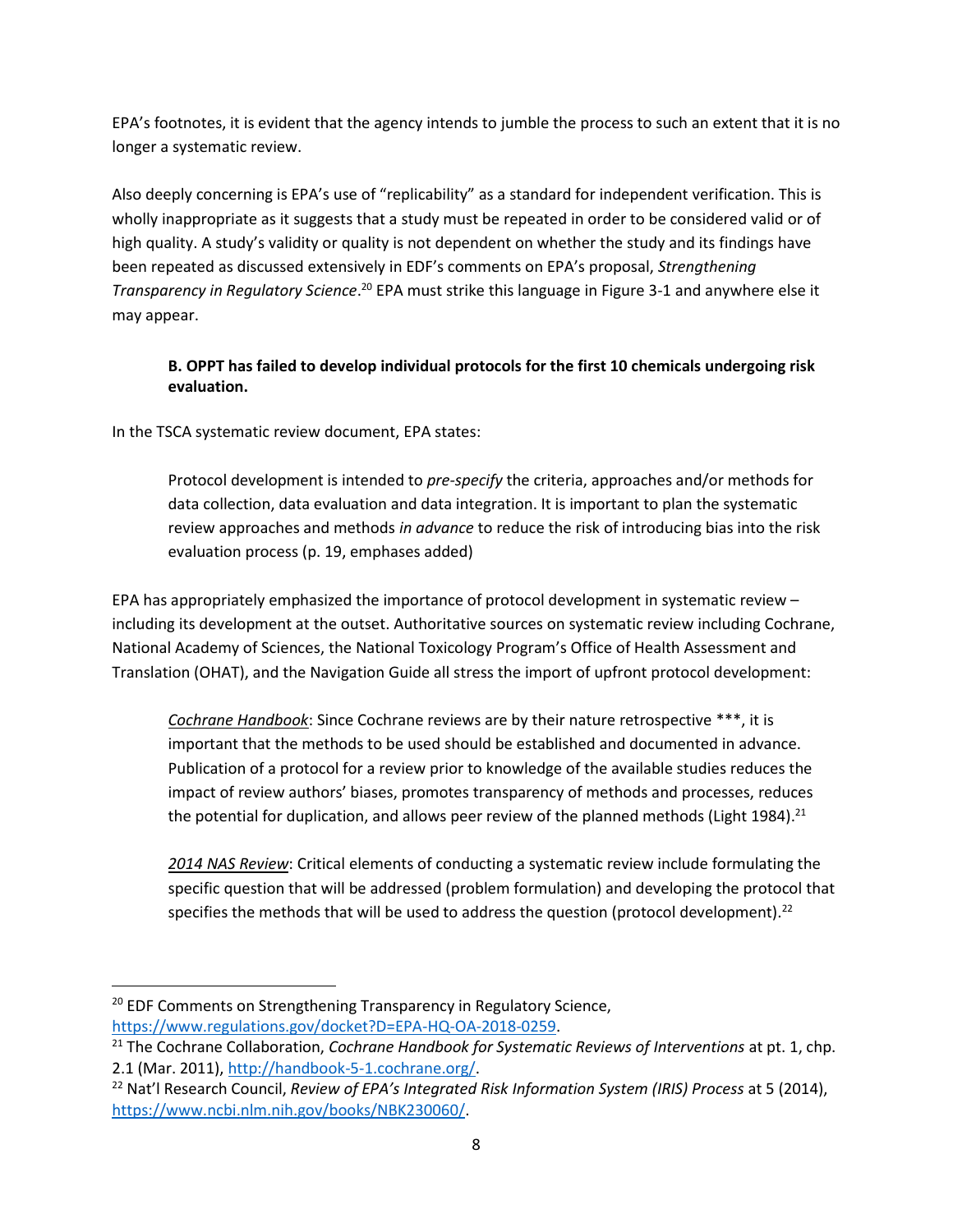EPA's footnotes, it is evident that the agency intends to jumble the process to such an extent that it is no longer a systematic review.

Also deeply concerning is EPA's use of "replicability" as a standard for independent verification. This is wholly inappropriate as it suggests that a study must be repeated in order to be considered valid or of high quality. A study's validity or quality is not dependent on whether the study and its findings have been repeated as discussed extensively in EDF's comments on EPA's proposal, *Strengthening Transparency in Regulatory Science*.[20] EPA must strike this language in Figure 3-1 and anywhere else it may appear.

> **B. OPPT has failed to develop individual protocols for the first 10 chemicals undergoing risk evaluation.**

In the TSCA systematic review document, EPA states:

> Protocol development is intended to *pre-specify* the criteria, approaches and/or methods for data collection, data evaluation and data integration. It is important to plan the systematic review approaches and methods *in advance* to reduce the risk of introducing bias into the risk evaluation process (p. 19, emphases added)

EPA has appropriately emphasized the importance of protocol development in systematic review – including its development at the outset. Authoritative sources on systematic review including Cochrane, National Academy of Sciences, the National Toxicology Program's Office of Health Assessment and Translation (OHAT), and the Navigation Guide all stress the import of upfront protocol development:

> <u>*Cochrane Handbook*</u>: Since Cochrane reviews are by their nature retrospective ***, it is important that the methods to be used should be established and documented in advance. Publication of a protocol for a review prior to knowledge of the available studies reduces the impact of review authors' biases, promotes transparency of methods and processes, reduces the potential for duplication, and allows peer review of the planned methods (Light 1984).[21]

> <u>*2014 NAS Review*</u>: Critical elements of conducting a systematic review include formulating the specific question that will be addressed (problem formulation) and developing the protocol that specifies the methods that will be used to address the question (protocol development).[22]

---

[20] EDF Comments on Strengthening Transparency in Regulatory Science, https://www.regulations.gov/docket?D=EPA-HQ-OA-2018-0259.

[21] The Cochrane Collaboration, *Cochrane Handbook for Systematic Reviews of Interventions* at pt. 1, chp. 2.1 (Mar. 2011), http://handbook-5-1.cochrane.org/.

[22] Nat'l Research Council, *Review of EPA's Integrated Risk Information System (IRIS) Process* at 5 (2014), https://www.ncbi.nlm.nih.gov/books/NBK230060/.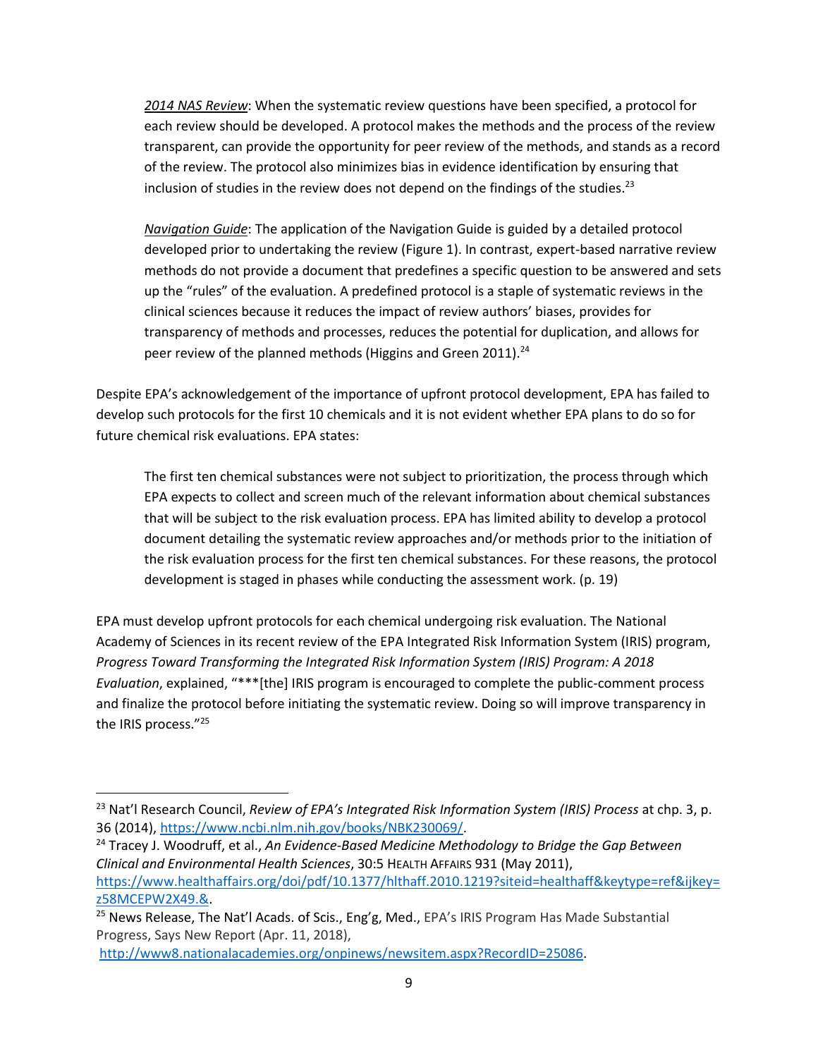> *2014 NAS Review*: When the systematic review questions have been specified, a protocol for each review should be developed. A protocol makes the methods and the process of the review transparent, can provide the opportunity for peer review of the methods, and stands as a record of the review. The protocol also minimizes bias in evidence identification by ensuring that inclusion of studies in the review does not depend on the findings of the studies.[23]

> *Navigation Guide*: The application of the Navigation Guide is guided by a detailed protocol developed prior to undertaking the review (Figure 1). In contrast, expert-based narrative review methods do not provide a document that predefines a specific question to be answered and sets up the "rules" of the evaluation. A predefined protocol is a staple of systematic reviews in the clinical sciences because it reduces the impact of review authors' biases, provides for transparency of methods and processes, reduces the potential for duplication, and allows for peer review of the planned methods (Higgins and Green 2011).[24]

Despite EPA's acknowledgement of the importance of upfront protocol development, EPA has failed to develop such protocols for the first 10 chemicals and it is not evident whether EPA plans to do so for future chemical risk evaluations. EPA states:

> The first ten chemical substances were not subject to prioritization, the process through which EPA expects to collect and screen much of the relevant information about chemical substances that will be subject to the risk evaluation process. EPA has limited ability to develop a protocol document detailing the systematic review approaches and/or methods prior to the initiation of the risk evaluation process for the first ten chemical substances. For these reasons, the protocol development is staged in phases while conducting the assessment work. (p. 19)

EPA must develop upfront protocols for each chemical undergoing risk evaluation. The National Academy of Sciences in its recent review of the EPA Integrated Risk Information System (IRIS) program, *Progress Toward Transforming the Integrated Risk Information System (IRIS) Program: A 2018 Evaluation*, explained, "***[the] IRIS program is encouraged to complete the public-comment process and finalize the protocol before initiating the systematic review. Doing so will improve transparency in the IRIS process."[25]

---

[23] Nat'l Research Council, *Review of EPA's Integrated Risk Information System (IRIS) Process* at chp. 3, p. 36 (2014), https://www.ncbi.nlm.nih.gov/books/NBK230069/.

[24] Tracey J. Woodruff, et al., *An Evidence-Based Medicine Methodology to Bridge the Gap Between Clinical and Environmental Health Sciences*, 30:5 HEALTH AFFAIRS 931 (May 2011), https://www.healthaffairs.org/doi/pdf/10.1377/hlthaff.2010.1219?siteid=healthaff&keytype=ref&ijkey=z58MCEPW2X49.&.

[25] News Release, The Nat'l Acads. of Scis., Eng'g, Med., EPA's IRIS Program Has Made Substantial Progress, Says New Report (Apr. 11, 2018), http://www8.nationalacademies.org/onpinews/newsitem.aspx?RecordID=25086.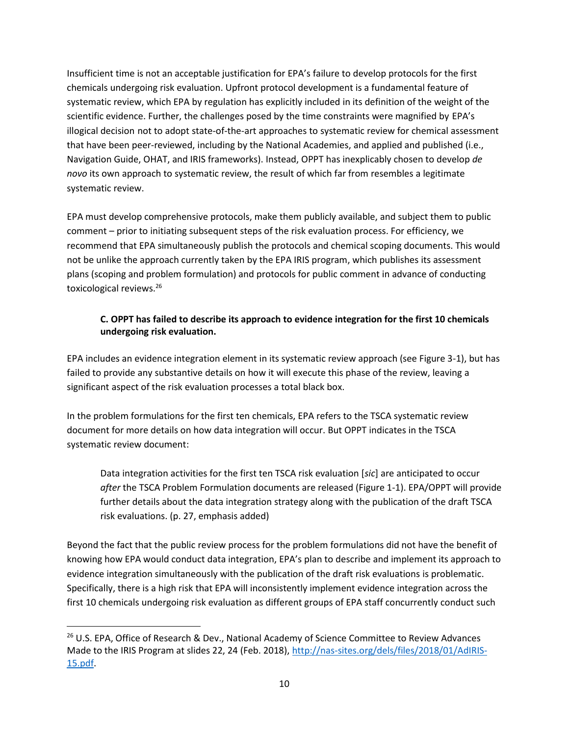Insufficient time is not an acceptable justification for EPA's failure to develop protocols for the first chemicals undergoing risk evaluation. Upfront protocol development is a fundamental feature of systematic review, which EPA by regulation has explicitly included in its definition of the weight of the scientific evidence. Further, the challenges posed by the time constraints were magnified by EPA's illogical decision not to adopt state-of-the-art approaches to systematic review for chemical assessment that have been peer-reviewed, including by the National Academies, and applied and published (i.e., Navigation Guide, OHAT, and IRIS frameworks). Instead, OPPT has inexplicably chosen to develop *de novo* its own approach to systematic review, the result of which far from resembles a legitimate systematic review.

EPA must develop comprehensive protocols, make them publicly available, and subject them to public comment – prior to initiating subsequent steps of the risk evaluation process. For efficiency, we recommend that EPA simultaneously publish the protocols and chemical scoping documents. This would not be unlike the approach currently taken by the EPA IRIS program, which publishes its assessment plans (scoping and problem formulation) and protocols for public comment in advance of conducting toxicological reviews.[26]

### C. OPPT has failed to describe its approach to evidence integration for the first 10 chemicals undergoing risk evaluation.

EPA includes an evidence integration element in its systematic review approach (see Figure 3-1), but has failed to provide any substantive details on how it will execute this phase of the review, leaving a significant aspect of the risk evaluation processes a total black box.

In the problem formulations for the first ten chemicals, EPA refers to the TSCA systematic review document for more details on how data integration will occur. But OPPT indicates in the TSCA systematic review document:

> Data integration activities for the first ten TSCA risk evaluation [*sic*] are anticipated to occur *after* the TSCA Problem Formulation documents are released (Figure 1-1). EPA/OPPT will provide further details about the data integration strategy along with the publication of the draft TSCA risk evaluations. (p. 27, emphasis added)

Beyond the fact that the public review process for the problem formulations did not have the benefit of knowing how EPA would conduct data integration, EPA's plan to describe and implement its approach to evidence integration simultaneously with the publication of the draft risk evaluations is problematic. Specifically, there is a high risk that EPA will inconsistently implement evidence integration across the first 10 chemicals undergoing risk evaluation as different groups of EPA staff concurrently conduct such

---

[26] U.S. EPA, Office of Research & Dev., National Academy of Science Committee to Review Advances Made to the IRIS Program at slides 22, 24 (Feb. 2018), http://nas-sites.org/dels/files/2018/01/AdIRIS-15.pdf.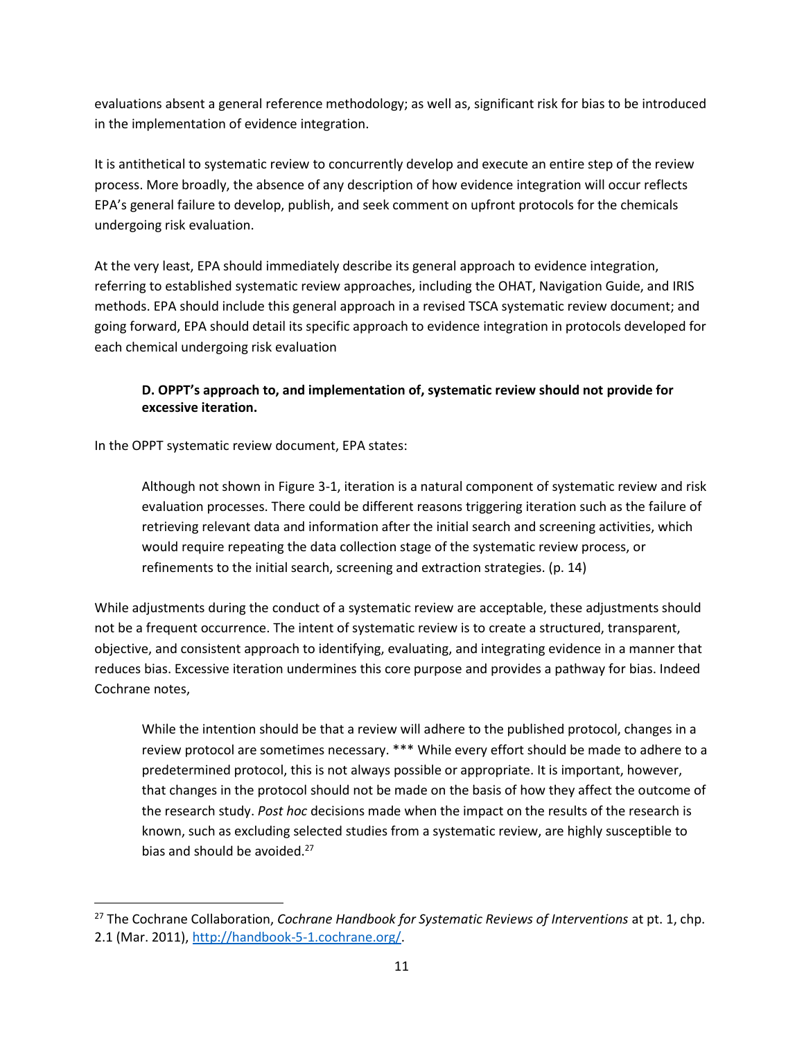evaluations absent a general reference methodology; as well as, significant risk for bias to be introduced in the implementation of evidence integration.

It is antithetical to systematic review to concurrently develop and execute an entire step of the review process. More broadly, the absence of any description of how evidence integration will occur reflects EPA's general failure to develop, publish, and seek comment on upfront protocols for the chemicals undergoing risk evaluation.

At the very least, EPA should immediately describe its general approach to evidence integration, referring to established systematic review approaches, including the OHAT, Navigation Guide, and IRIS methods. EPA should include this general approach in a revised TSCA systematic review document; and going forward, EPA should detail its specific approach to evidence integration in protocols developed for each chemical undergoing risk evaluation

### D. OPPT's approach to, and implementation of, systematic review should not provide for excessive iteration.

In the OPPT systematic review document, EPA states:

> Although not shown in Figure 3-1, iteration is a natural component of systematic review and risk evaluation processes. There could be different reasons triggering iteration such as the failure of retrieving relevant data and information after the initial search and screening activities, which would require repeating the data collection stage of the systematic review process, or refinements to the initial search, screening and extraction strategies. (p. 14)

While adjustments during the conduct of a systematic review are acceptable, these adjustments should not be a frequent occurrence. The intent of systematic review is to create a structured, transparent, objective, and consistent approach to identifying, evaluating, and integrating evidence in a manner that reduces bias. Excessive iteration undermines this core purpose and provides a pathway for bias. Indeed Cochrane notes,

> While the intention should be that a review will adhere to the published protocol, changes in a review protocol are sometimes necessary. *** While every effort should be made to adhere to a predetermined protocol, this is not always possible or appropriate. It is important, however, that changes in the protocol should not be made on the basis of how they affect the outcome of the research study. *Post hoc* decisions made when the impact on the results of the research is known, such as excluding selected studies from a systematic review, are highly susceptible to bias and should be avoided.[27]

---

[27] The Cochrane Collaboration, *Cochrane Handbook for Systematic Reviews of Interventions* at pt. 1, chp. 2.1 (Mar. 2011), http://handbook-5-1.cochrane.org/.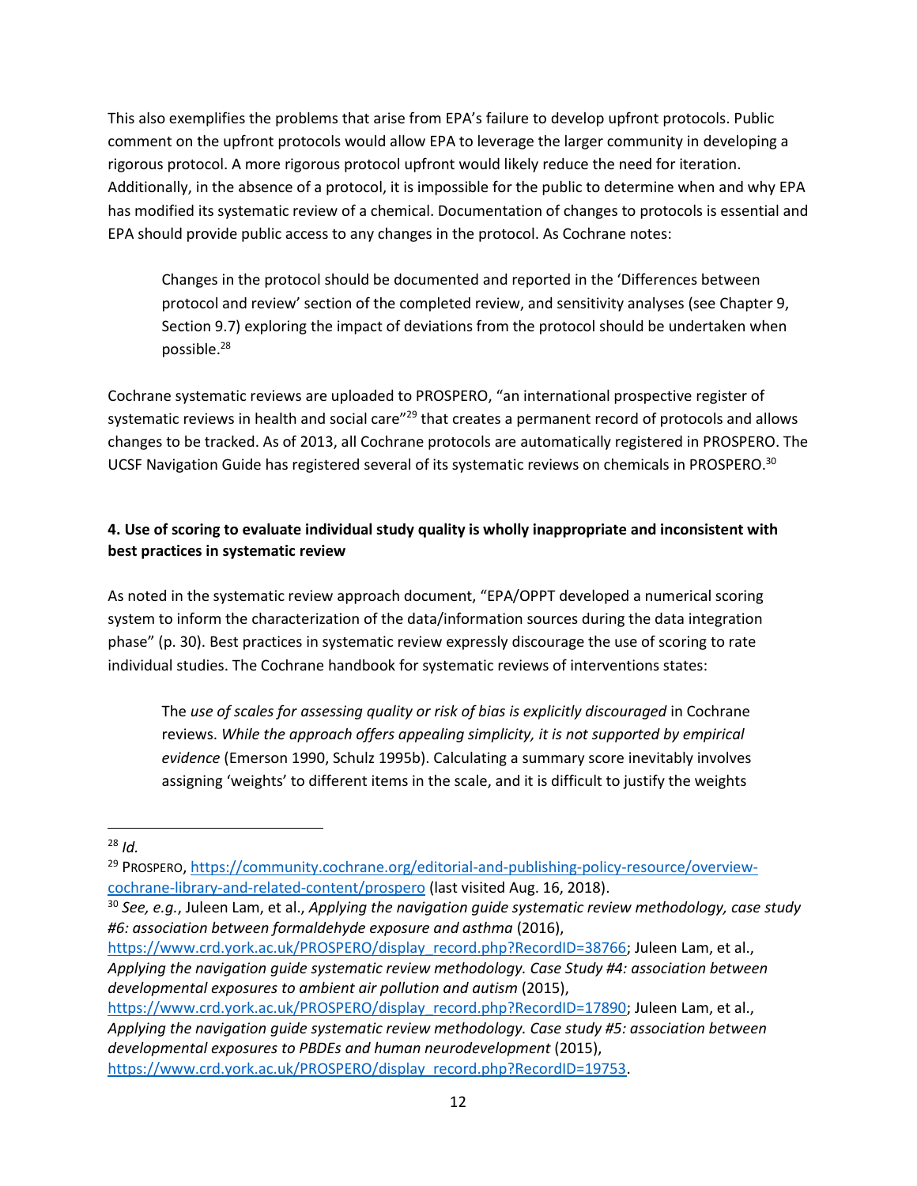This also exemplifies the problems that arise from EPA's failure to develop upfront protocols. Public comment on the upfront protocols would allow EPA to leverage the larger community in developing a rigorous protocol. A more rigorous protocol upfront would likely reduce the need for iteration. Additionally, in the absence of a protocol, it is impossible for the public to determine when and why EPA has modified its systematic review of a chemical. Documentation of changes to protocols is essential and EPA should provide public access to any changes in the protocol. As Cochrane notes:

> Changes in the protocol should be documented and reported in the 'Differences between protocol and review' section of the completed review, and sensitivity analyses (see Chapter 9, Section 9.7) exploring the impact of deviations from the protocol should be undertaken when possible.[28]

Cochrane systematic reviews are uploaded to PROSPERO, "an international prospective register of systematic reviews in health and social care"[29] that creates a permanent record of protocols and allows changes to be tracked. As of 2013, all Cochrane protocols are automatically registered in PROSPERO. The UCSF Navigation Guide has registered several of its systematic reviews on chemicals in PROSPERO.[30]

**4. Use of scoring to evaluate individual study quality is wholly inappropriate and inconsistent with best practices in systematic review**

As noted in the systematic review approach document, "EPA/OPPT developed a numerical scoring system to inform the characterization of the data/information sources during the data integration phase" (p. 30). Best practices in systematic review expressly discourage the use of scoring to rate individual studies. The Cochrane handbook for systematic reviews of interventions states:

> The *use of scales for assessing quality or risk of bias is explicitly discouraged* in Cochrane reviews. *While the approach offers appealing simplicity, it is not supported by empirical evidence* (Emerson 1990, Schulz 1995b). Calculating a summary score inevitably involves assigning 'weights' to different items in the scale, and it is difficult to justify the weights

---

[28] *Id.*

[29] PROSPERO, https://community.cochrane.org/editorial-and-publishing-policy-resource/overview-cochrane-library-and-related-content/prospero (last visited Aug. 16, 2018).

[30] *See, e.g.*, Juleen Lam, et al., *Applying the navigation guide systematic review methodology, case study #6: association between formaldehyde exposure and asthma* (2016), https://www.crd.york.ac.uk/PROSPERO/display_record.php?RecordID=38766; Juleen Lam, et al., *Applying the navigation guide systematic review methodology. Case Study #4: association between developmental exposures to ambient air pollution and autism* (2015), https://www.crd.york.ac.uk/PROSPERO/display_record.php?RecordID=17890; Juleen Lam, et al., *Applying the navigation guide systematic review methodology. Case study #5: association between developmental exposures to PBDEs and human neurodevelopment* (2015), https://www.crd.york.ac.uk/PROSPERO/display_record.php?RecordID=19753.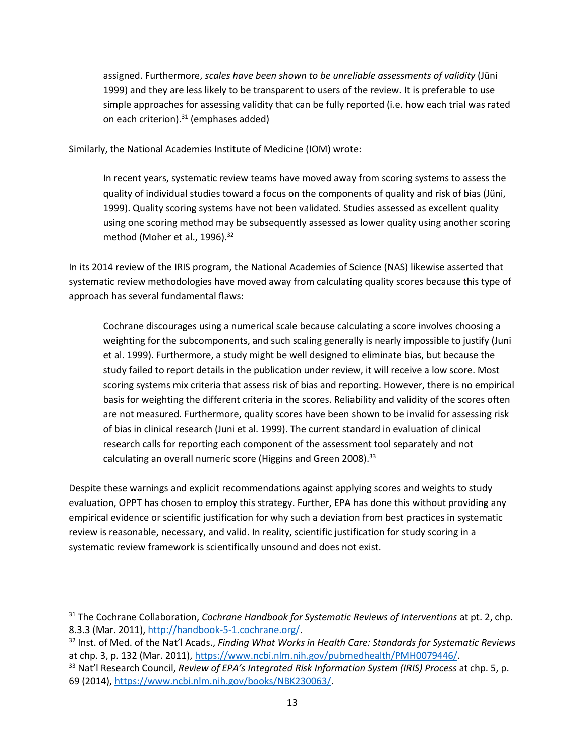> assigned. Furthermore, *scales have been shown to be unreliable assessments of validity* (Jüni 1999) and they are less likely to be transparent to users of the review. It is preferable to use simple approaches for assessing validity that can be fully reported (i.e. how each trial was rated on each criterion).[31] (emphases added)

Similarly, the National Academies Institute of Medicine (IOM) wrote:

> In recent years, systematic review teams have moved away from scoring systems to assess the quality of individual studies toward a focus on the components of quality and risk of bias (Jüni, 1999). Quality scoring systems have not been validated. Studies assessed as excellent quality using one scoring method may be subsequently assessed as lower quality using another scoring method (Moher et al., 1996).[32]

In its 2014 review of the IRIS program, the National Academies of Science (NAS) likewise asserted that systematic review methodologies have moved away from calculating quality scores because this type of approach has several fundamental flaws:

> Cochrane discourages using a numerical scale because calculating a score involves choosing a weighting for the subcomponents, and such scaling generally is nearly impossible to justify (Juni et al. 1999). Furthermore, a study might be well designed to eliminate bias, but because the study failed to report details in the publication under review, it will receive a low score. Most scoring systems mix criteria that assess risk of bias and reporting. However, there is no empirical basis for weighting the different criteria in the scores. Reliability and validity of the scores often are not measured. Furthermore, quality scores have been shown to be invalid for assessing risk of bias in clinical research (Juni et al. 1999). The current standard in evaluation of clinical research calls for reporting each component of the assessment tool separately and not calculating an overall numeric score (Higgins and Green 2008).[33]

Despite these warnings and explicit recommendations against applying scores and weights to study evaluation, OPPT has chosen to employ this strategy. Further, EPA has done this without providing any empirical evidence or scientific justification for why such a deviation from best practices in systematic review is reasonable, necessary, and valid. In reality, scientific justification for study scoring in a systematic review framework is scientifically unsound and does not exist.

---

[31] The Cochrane Collaboration, *Cochrane Handbook for Systematic Reviews of Interventions* at pt. 2, chp. 8.3.3 (Mar. 2011), http://handbook-5-1.cochrane.org/.

[32] Inst. of Med. of the Nat'l Acads., *Finding What Works in Health Care: Standards for Systematic Reviews* at chp. 3, p. 132 (Mar. 2011), https://www.ncbi.nlm.nih.gov/pubmedhealth/PMH0079446/.

[33] Nat'l Research Council, *Review of EPA's Integrated Risk Information System (IRIS) Process* at chp. 5, p. 69 (2014), https://www.ncbi.nlm.nih.gov/books/NBK230063/.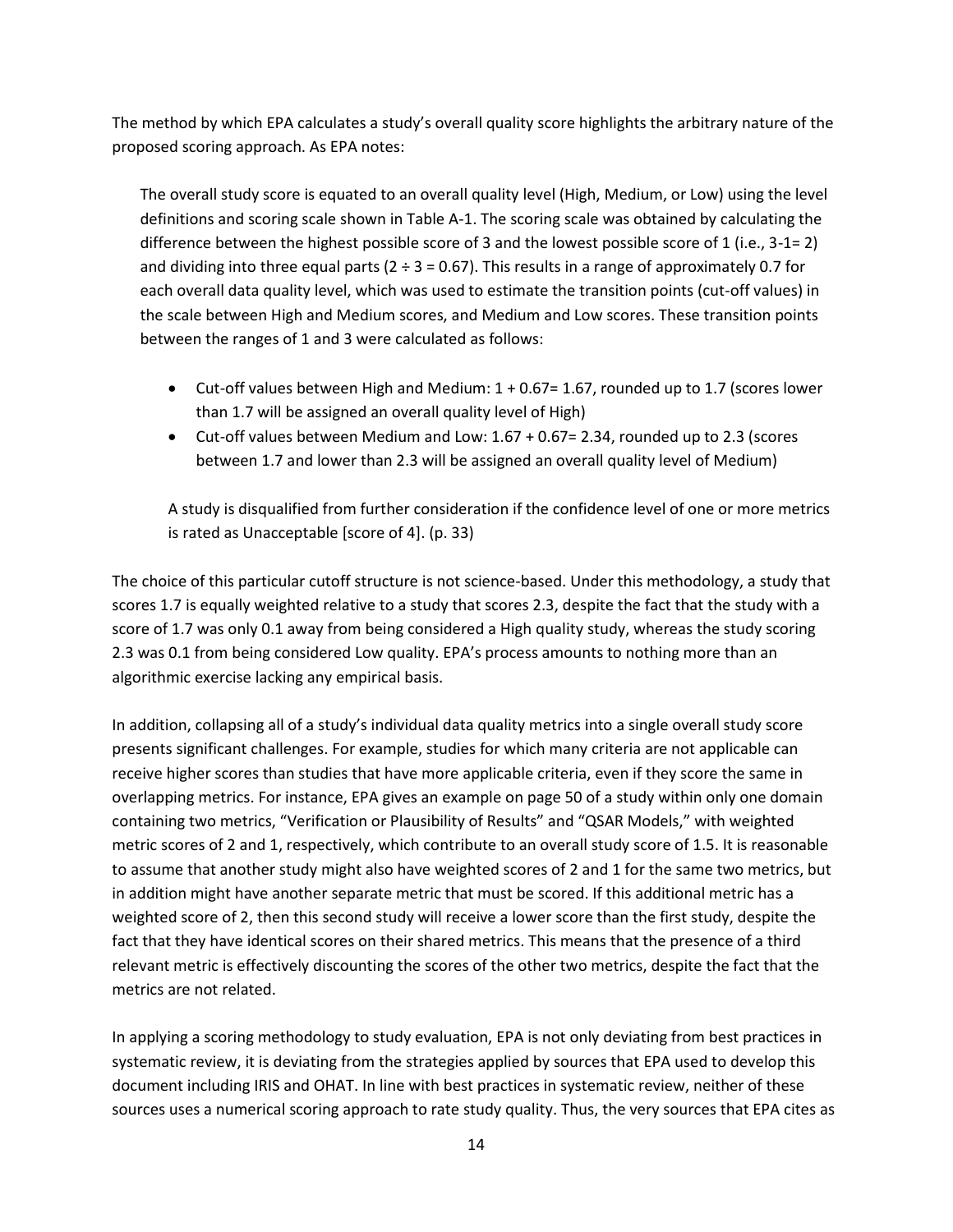The method by which EPA calculates a study's overall quality score highlights the arbitrary nature of the proposed scoring approach. As EPA notes:

> The overall study score is equated to an overall quality level (High, Medium, or Low) using the level definitions and scoring scale shown in Table A-1. The scoring scale was obtained by calculating the difference between the highest possible score of 3 and the lowest possible score of 1 (i.e., 3-1= 2) and dividing into three equal parts (2 ÷ 3 = 0.67). This results in a range of approximately 0.7 for each overall data quality level, which was used to estimate the transition points (cut-off values) in the scale between High and Medium scores, and Medium and Low scores. These transition points between the ranges of 1 and 3 were calculated as follows:
>
> - Cut-off values between High and Medium: 1 + 0.67= 1.67, rounded up to 1.7 (scores lower than 1.7 will be assigned an overall quality level of High)
> - Cut-off values between Medium and Low: 1.67 + 0.67= 2.34, rounded up to 2.3 (scores between 1.7 and lower than 2.3 will be assigned an overall quality level of Medium)
>
> A study is disqualified from further consideration if the confidence level of one or more metrics is rated as Unacceptable [score of 4]. (p. 33)

The choice of this particular cutoff structure is not science-based. Under this methodology, a study that scores 1.7 is equally weighted relative to a study that scores 2.3, despite the fact that the study with a score of 1.7 was only 0.1 away from being considered a High quality study, whereas the study scoring 2.3 was 0.1 from being considered Low quality. EPA's process amounts to nothing more than an algorithmic exercise lacking any empirical basis.

In addition, collapsing all of a study's individual data quality metrics into a single overall study score presents significant challenges. For example, studies for which many criteria are not applicable can receive higher scores than studies that have more applicable criteria, even if they score the same in overlapping metrics. For instance, EPA gives an example on page 50 of a study within only one domain containing two metrics, "Verification or Plausibility of Results" and "QSAR Models," with weighted metric scores of 2 and 1, respectively, which contribute to an overall study score of 1.5. It is reasonable to assume that another study might also have weighted scores of 2 and 1 for the same two metrics, but in addition might have another separate metric that must be scored. If this additional metric has a weighted score of 2, then this second study will receive a lower score than the first study, despite the fact that they have identical scores on their shared metrics. This means that the presence of a third relevant metric is effectively discounting the scores of the other two metrics, despite the fact that the metrics are not related.

In applying a scoring methodology to study evaluation, EPA is not only deviating from best practices in systematic review, it is deviating from the strategies applied by sources that EPA used to develop this document including IRIS and OHAT. In line with best practices in systematic review, neither of these sources uses a numerical scoring approach to rate study quality. Thus, the very sources that EPA cites as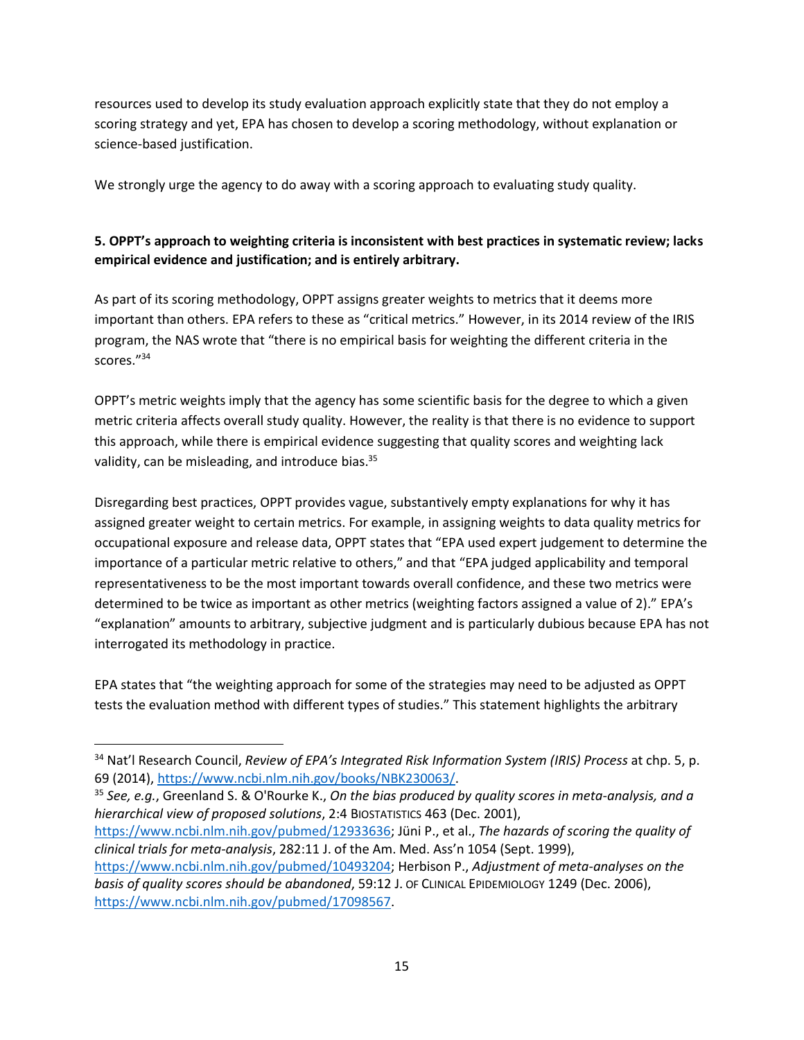resources used to develop its study evaluation approach explicitly state that they do not employ a scoring strategy and yet, EPA has chosen to develop a scoring methodology, without explanation or science-based justification.

We strongly urge the agency to do away with a scoring approach to evaluating study quality.

**5. OPPT's approach to weighting criteria is inconsistent with best practices in systematic review; lacks empirical evidence and justification; and is entirely arbitrary.**

As part of its scoring methodology, OPPT assigns greater weights to metrics that it deems more important than others. EPA refers to these as "critical metrics." However, in its 2014 review of the IRIS program, the NAS wrote that "there is no empirical basis for weighting the different criteria in the scores."[34]

OPPT's metric weights imply that the agency has some scientific basis for the degree to which a given metric criteria affects overall study quality. However, the reality is that there is no evidence to support this approach, while there is empirical evidence suggesting that quality scores and weighting lack validity, can be misleading, and introduce bias.[35]

Disregarding best practices, OPPT provides vague, substantively empty explanations for why it has assigned greater weight to certain metrics. For example, in assigning weights to data quality metrics for occupational exposure and release data, OPPT states that "EPA used expert judgement to determine the importance of a particular metric relative to others," and that "EPA judged applicability and temporal representativeness to be the most important towards overall confidence, and these two metrics were determined to be twice as important as other metrics (weighting factors assigned a value of 2)." EPA's "explanation" amounts to arbitrary, subjective judgment and is particularly dubious because EPA has not interrogated its methodology in practice.

EPA states that "the weighting approach for some of the strategies may need to be adjusted as OPPT tests the evaluation method with different types of studies." This statement highlights the arbitrary

---

[34] Nat'l Research Council, *Review of EPA's Integrated Risk Information System (IRIS) Process* at chp. 5, p. 69 (2014), https://www.ncbi.nlm.nih.gov/books/NBK230063/.

[35] *See, e.g.*, Greenland S. & O'Rourke K., *On the bias produced by quality scores in meta-analysis, and a hierarchical view of proposed solutions*, 2:4 BIOSTATISTICS 463 (Dec. 2001), https://www.ncbi.nlm.nih.gov/pubmed/12933636; Jüni P., et al., *The hazards of scoring the quality of clinical trials for meta-analysis*, 282:11 J. of the Am. Med. Ass'n 1054 (Sept. 1999), https://www.ncbi.nlm.nih.gov/pubmed/10493204; Herbison P., *Adjustment of meta-analyses on the basis of quality scores should be abandoned*, 59:12 J. OF CLINICAL EPIDEMIOLOGY 1249 (Dec. 2006), https://www.ncbi.nlm.nih.gov/pubmed/17098567.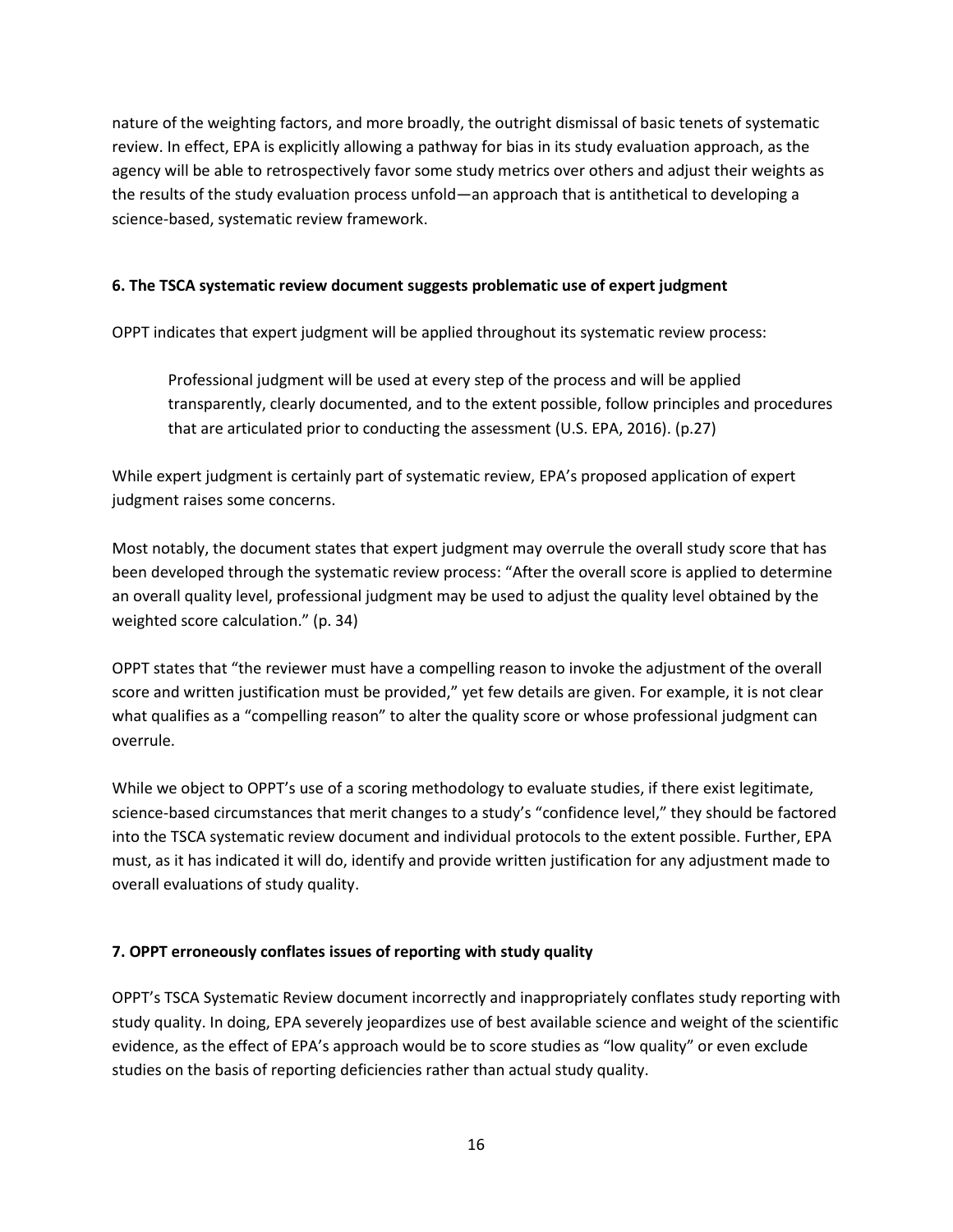nature of the weighting factors, and more broadly, the outright dismissal of basic tenets of systematic review. In effect, EPA is explicitly allowing a pathway for bias in its study evaluation approach, as the agency will be able to retrospectively favor some study metrics over others and adjust their weights as the results of the study evaluation process unfold—an approach that is antithetical to developing a science-based, systematic review framework.

### 6. The TSCA systematic review document suggests problematic use of expert judgment

OPPT indicates that expert judgment will be applied throughout its systematic review process:

> Professional judgment will be used at every step of the process and will be applied transparently, clearly documented, and to the extent possible, follow principles and procedures that are articulated prior to conducting the assessment (U.S. EPA, 2016). (p.27)

While expert judgment is certainly part of systematic review, EPA's proposed application of expert judgment raises some concerns.

Most notably, the document states that expert judgment may overrule the overall study score that has been developed through the systematic review process: "After the overall score is applied to determine an overall quality level, professional judgment may be used to adjust the quality level obtained by the weighted score calculation." (p. 34)

OPPT states that "the reviewer must have a compelling reason to invoke the adjustment of the overall score and written justification must be provided," yet few details are given. For example, it is not clear what qualifies as a "compelling reason" to alter the quality score or whose professional judgment can overrule.

While we object to OPPT's use of a scoring methodology to evaluate studies, if there exist legitimate, science-based circumstances that merit changes to a study's "confidence level," they should be factored into the TSCA systematic review document and individual protocols to the extent possible. Further, EPA must, as it has indicated it will do, identify and provide written justification for any adjustment made to overall evaluations of study quality.

### 7. OPPT erroneously conflates issues of reporting with study quality

OPPT's TSCA Systematic Review document incorrectly and inappropriately conflates study reporting with study quality. In doing, EPA severely jeopardizes use of best available science and weight of the scientific evidence, as the effect of EPA's approach would be to score studies as "low quality" or even exclude studies on the basis of reporting deficiencies rather than actual study quality.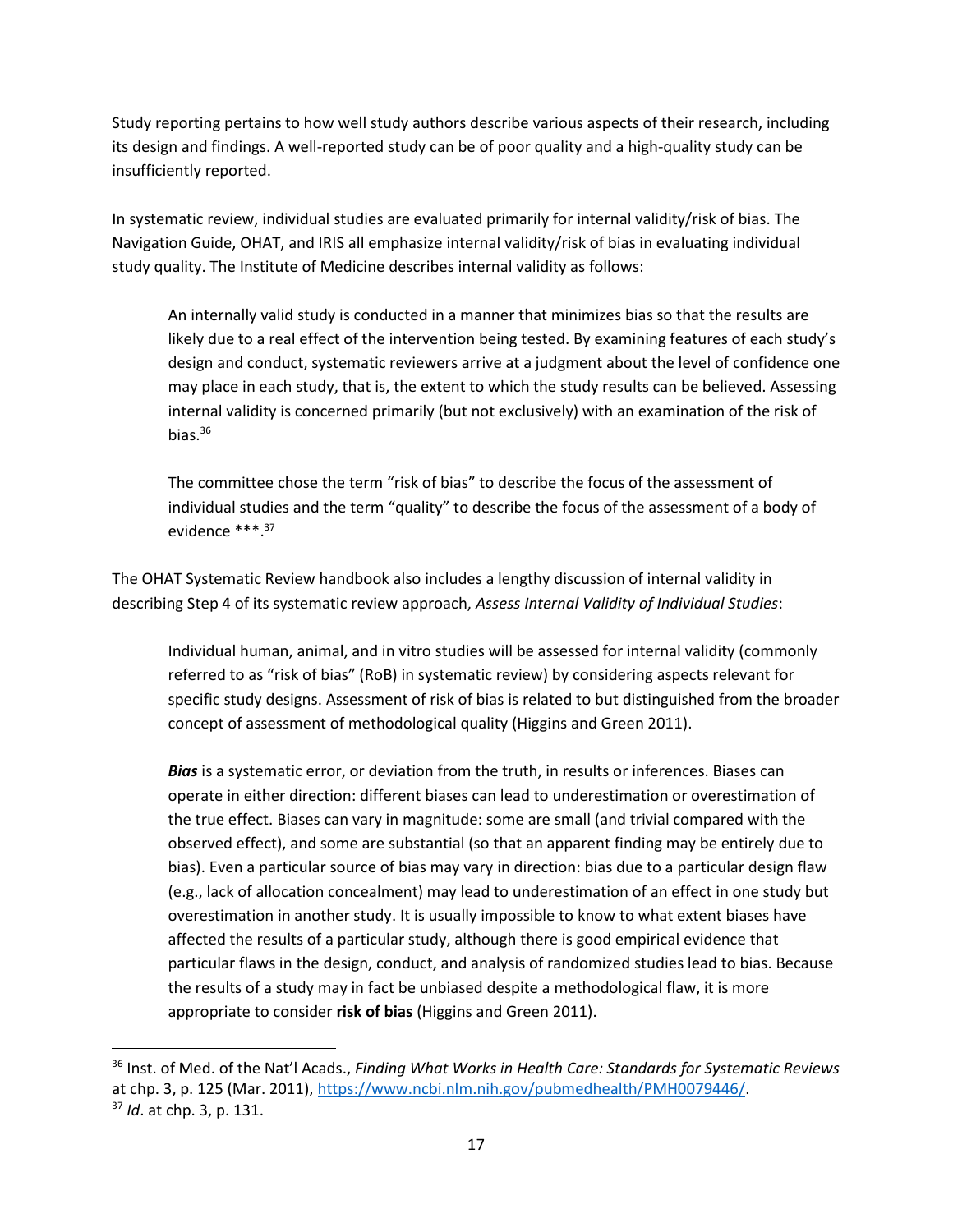Study reporting pertains to how well study authors describe various aspects of their research, including its design and findings. A well-reported study can be of poor quality and a high-quality study can be insufficiently reported.

In systematic review, individual studies are evaluated primarily for internal validity/risk of bias. The Navigation Guide, OHAT, and IRIS all emphasize internal validity/risk of bias in evaluating individual study quality. The Institute of Medicine describes internal validity as follows:

> An internally valid study is conducted in a manner that minimizes bias so that the results are likely due to a real effect of the intervention being tested. By examining features of each study's design and conduct, systematic reviewers arrive at a judgment about the level of confidence one may place in each study, that is, the extent to which the study results can be believed. Assessing internal validity is concerned primarily (but not exclusively) with an examination of the risk of bias.[36]
>
> The committee chose the term "risk of bias" to describe the focus of the assessment of individual studies and the term "quality" to describe the focus of the assessment of a body of evidence ***.[37]

The OHAT Systematic Review handbook also includes a lengthy discussion of internal validity in describing Step 4 of its systematic review approach, *Assess Internal Validity of Individual Studies*:

> Individual human, animal, and in vitro studies will be assessed for internal validity (commonly referred to as "risk of bias" (RoB) in systematic review) by considering aspects relevant for specific study designs. Assessment of risk of bias is related to but distinguished from the broader concept of assessment of methodological quality (Higgins and Green 2011).
>
> ***Bias*** is a systematic error, or deviation from the truth, in results or inferences. Biases can operate in either direction: different biases can lead to underestimation or overestimation of the true effect. Biases can vary in magnitude: some are small (and trivial compared with the observed effect), and some are substantial (so that an apparent finding may be entirely due to bias). Even a particular source of bias may vary in direction: bias due to a particular design flaw (e.g., lack of allocation concealment) may lead to underestimation of an effect in one study but overestimation in another study. It is usually impossible to know to what extent biases have affected the results of a particular study, although there is good empirical evidence that particular flaws in the design, conduct, and analysis of randomized studies lead to bias. Because the results of a study may in fact be unbiased despite a methodological flaw, it is more appropriate to consider **risk of bias** (Higgins and Green 2011).

---

[36] Inst. of Med. of the Nat'l Acads., *Finding What Works in Health Care: Standards for Systematic Reviews* at chp. 3, p. 125 (Mar. 2011), https://www.ncbi.nlm.nih.gov/pubmedhealth/PMH0079446/.

[37] *Id*. at chp. 3, p. 131.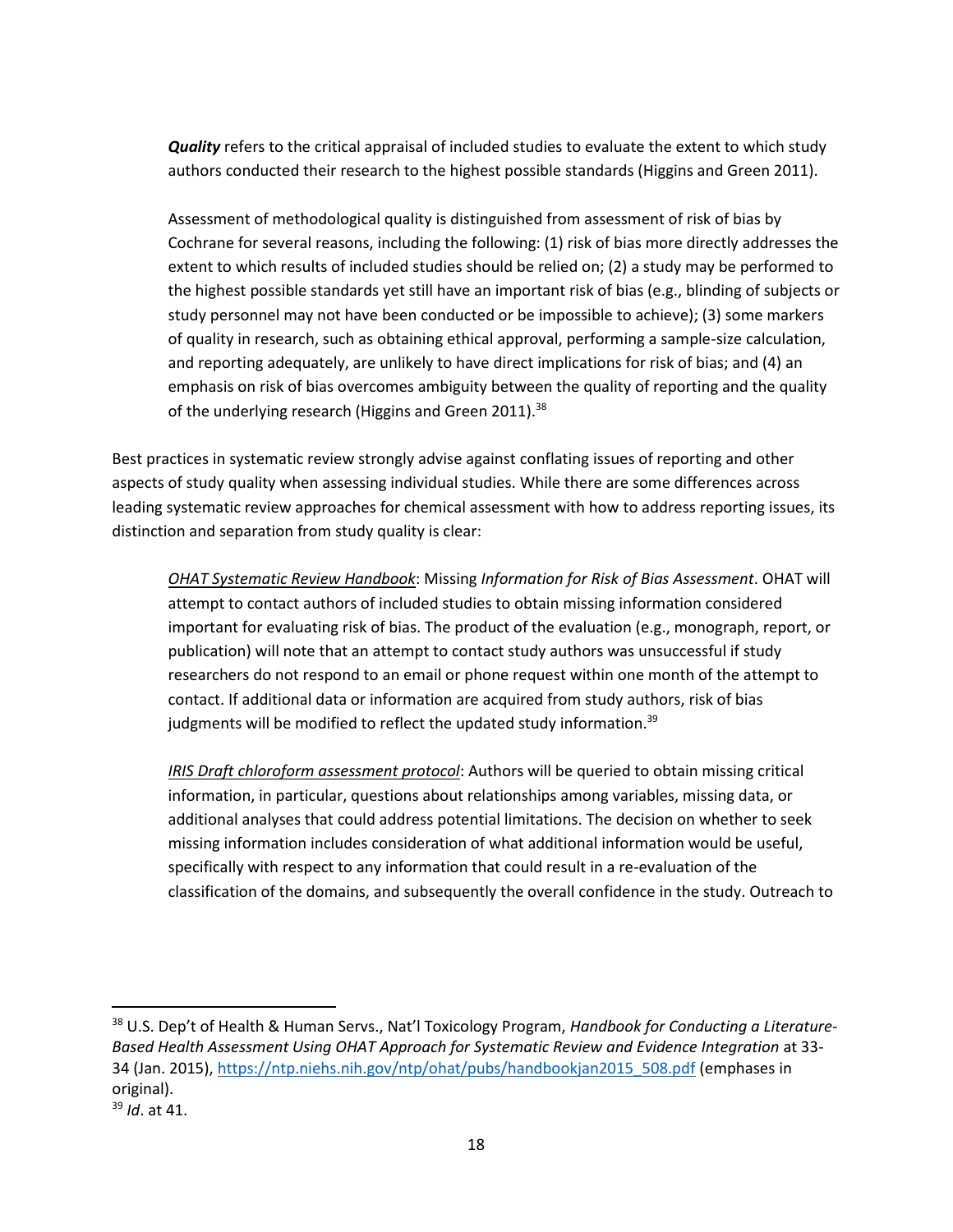> ***Quality*** refers to the critical appraisal of included studies to evaluate the extent to which study authors conducted their research to the highest possible standards (Higgins and Green 2011).
>
> Assessment of methodological quality is distinguished from assessment of risk of bias by Cochrane for several reasons, including the following: (1) risk of bias more directly addresses the extent to which results of included studies should be relied on; (2) a study may be performed to the highest possible standards yet still have an important risk of bias (e.g., blinding of subjects or study personnel may not have been conducted or be impossible to achieve); (3) some markers of quality in research, such as obtaining ethical approval, performing a sample-size calculation, and reporting adequately, are unlikely to have direct implications for risk of bias; and (4) an emphasis on risk of bias overcomes ambiguity between the quality of reporting and the quality of the underlying research (Higgins and Green 2011).[38]

Best practices in systematic review strongly advise against conflating issues of reporting and other aspects of study quality when assessing individual studies. While there are some differences across leading systematic review approaches for chemical assessment with how to address reporting issues, its distinction and separation from study quality is clear:

> *OHAT Systematic Review Handbook*: Missing *Information for Risk of Bias Assessment*. OHAT will attempt to contact authors of included studies to obtain missing information considered important for evaluating risk of bias. The product of the evaluation (e.g., monograph, report, or publication) will note that an attempt to contact study authors was unsuccessful if study researchers do not respond to an email or phone request within one month of the attempt to contact. If additional data or information are acquired from study authors, risk of bias judgments will be modified to reflect the updated study information.[39]
>
> *IRIS Draft chloroform assessment protocol*: Authors will be queried to obtain missing critical information, in particular, questions about relationships among variables, missing data, or additional analyses that could address potential limitations. The decision on whether to seek missing information includes consideration of what additional information would be useful, specifically with respect to any information that could result in a re-evaluation of the classification of the domains, and subsequently the overall confidence in the study. Outreach to

---

[38] U.S. Dep't of Health & Human Servs., Nat'l Toxicology Program, *Handbook for Conducting a Literature-Based Health Assessment Using OHAT Approach for Systematic Review and Evidence Integration* at 33-34 (Jan. 2015), https://ntp.niehs.nih.gov/ntp/ohat/pubs/handbookjan2015_508.pdf (emphases in original).

[39] *Id*. at 41.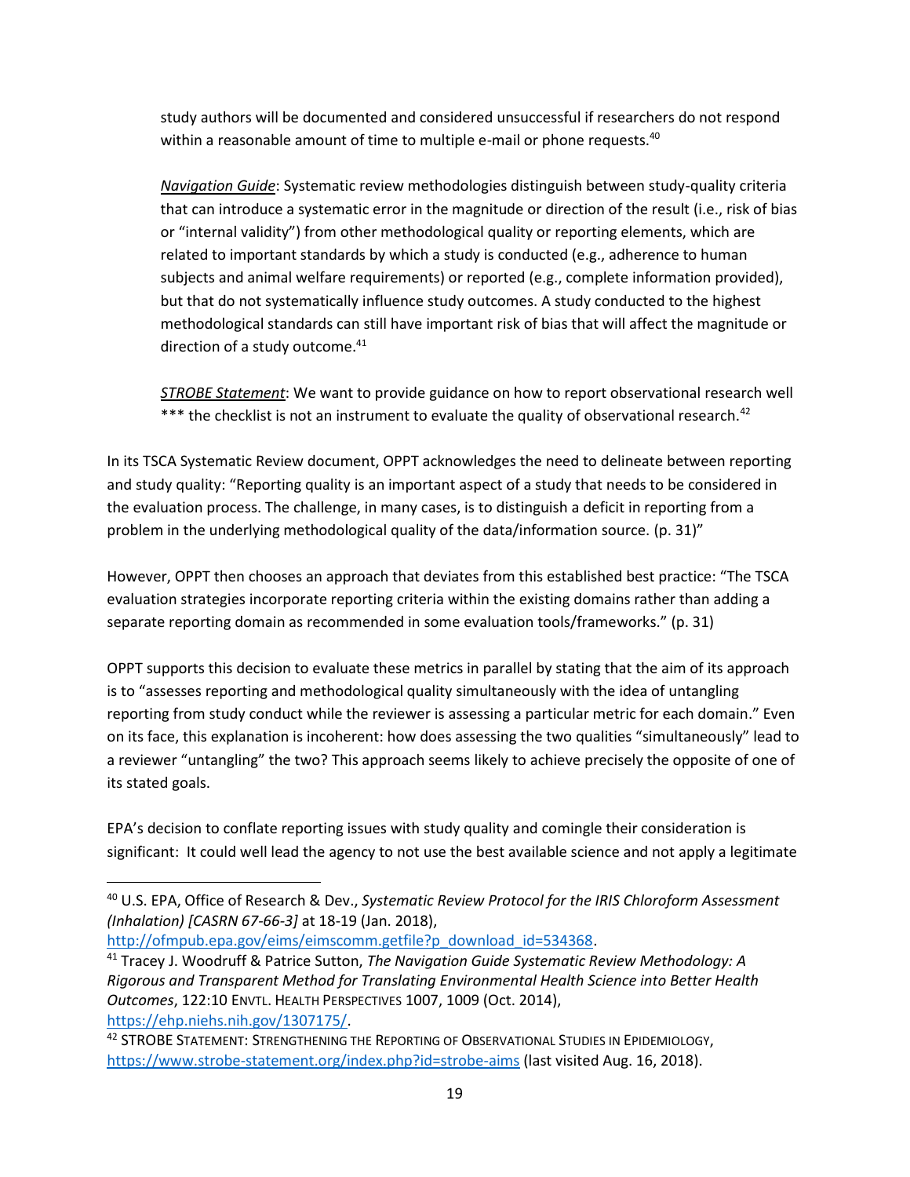study authors will be documented and considered unsuccessful if researchers do not respond within a reasonable amount of time to multiple e-mail or phone requests.[40]

> *Navigation Guide*: Systematic review methodologies distinguish between study-quality criteria that can introduce a systematic error in the magnitude or direction of the result (i.e., risk of bias or "internal validity") from other methodological quality or reporting elements, which are related to important standards by which a study is conducted (e.g., adherence to human subjects and animal welfare requirements) or reported (e.g., complete information provided), but that do not systematically influence study outcomes. A study conducted to the highest methodological standards can still have important risk of bias that will affect the magnitude or direction of a study outcome.[41]
>
> *STROBE Statement*: We want to provide guidance on how to report observational research well *** the checklist is not an instrument to evaluate the quality of observational research.[42]

In its TSCA Systematic Review document, OPPT acknowledges the need to delineate between reporting and study quality: "Reporting quality is an important aspect of a study that needs to be considered in the evaluation process. The challenge, in many cases, is to distinguish a deficit in reporting from a problem in the underlying methodological quality of the data/information source. (p. 31)"

However, OPPT then chooses an approach that deviates from this established best practice: "The TSCA evaluation strategies incorporate reporting criteria within the existing domains rather than adding a separate reporting domain as recommended in some evaluation tools/frameworks." (p. 31)

OPPT supports this decision to evaluate these metrics in parallel by stating that the aim of its approach is to "assesses reporting and methodological quality simultaneously with the idea of untangling reporting from study conduct while the reviewer is assessing a particular metric for each domain." Even on its face, this explanation is incoherent: how does assessing the two qualities "simultaneously" lead to a reviewer "untangling" the two? This approach seems likely to achieve precisely the opposite of one of its stated goals.

EPA's decision to conflate reporting issues with study quality and comingle their consideration is significant: It could well lead the agency to not use the best available science and not apply a legitimate

---

[40] U.S. EPA, Office of Research & Dev., *Systematic Review Protocol for the IRIS Chloroform Assessment (Inhalation) [CASRN 67-66-3]* at 18-19 (Jan. 2018), http://ofmpub.epa.gov/eims/eimscomm.getfile?p_download_id=534368.

[41] Tracey J. Woodruff & Patrice Sutton, *The Navigation Guide Systematic Review Methodology: A Rigorous and Transparent Method for Translating Environmental Health Science into Better Health Outcomes*, 122:10 ENVTL. HEALTH PERSPECTIVES 1007, 1009 (Oct. 2014), https://ehp.niehs.nih.gov/1307175/.

[42] STROBE STATEMENT: STRENGTHENING THE REPORTING OF OBSERVATIONAL STUDIES IN EPIDEMIOLOGY, https://www.strobe-statement.org/index.php?id=strobe-aims (last visited Aug. 16, 2018).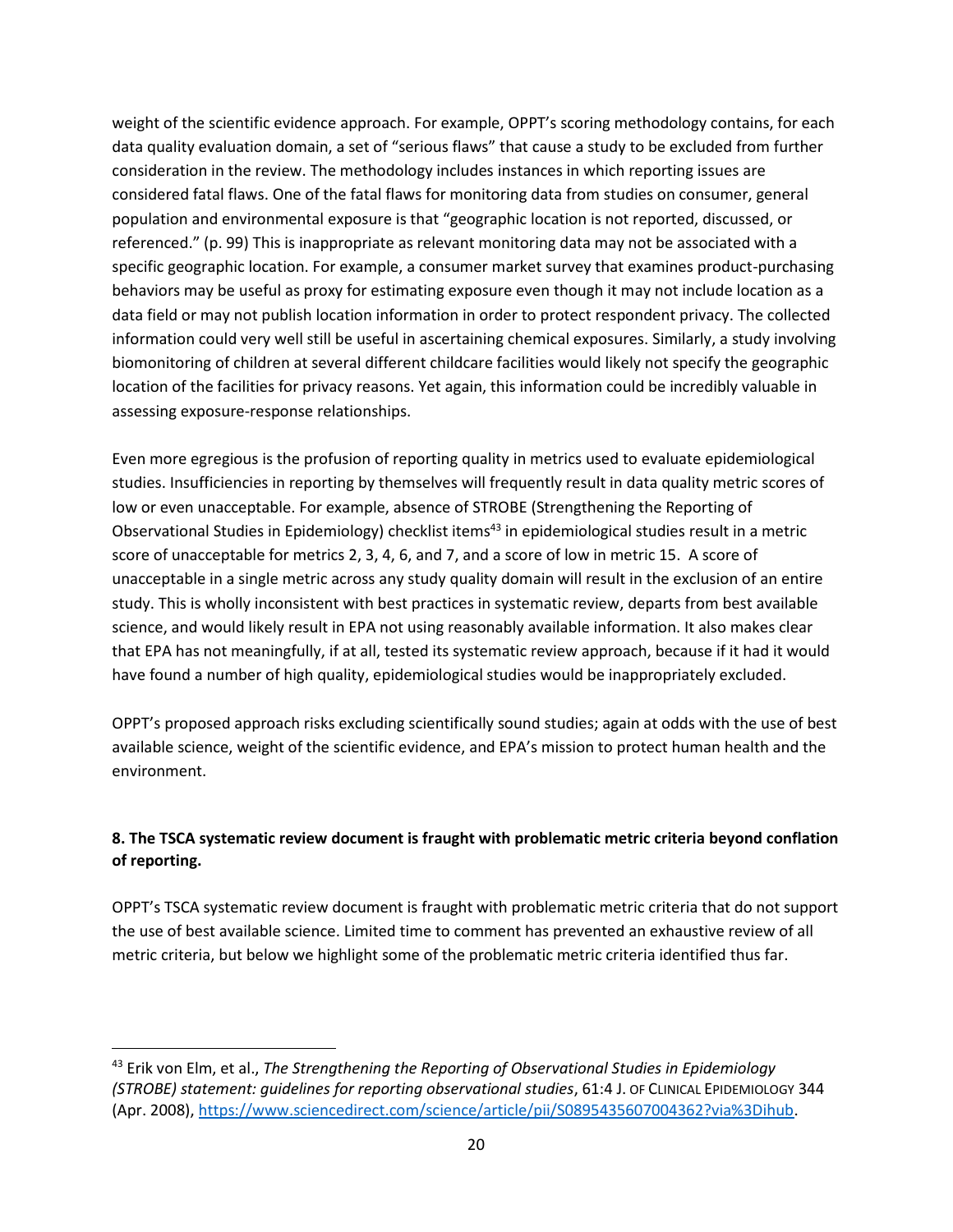weight of the scientific evidence approach. For example, OPPT's scoring methodology contains, for each data quality evaluation domain, a set of "serious flaws" that cause a study to be excluded from further consideration in the review. The methodology includes instances in which reporting issues are considered fatal flaws. One of the fatal flaws for monitoring data from studies on consumer, general population and environmental exposure is that "geographic location is not reported, discussed, or referenced." (p. 99) This is inappropriate as relevant monitoring data may not be associated with a specific geographic location. For example, a consumer market survey that examines product-purchasing behaviors may be useful as proxy for estimating exposure even though it may not include location as a data field or may not publish location information in order to protect respondent privacy. The collected information could very well still be useful in ascertaining chemical exposures. Similarly, a study involving biomonitoring of children at several different childcare facilities would likely not specify the geographic location of the facilities for privacy reasons. Yet again, this information could be incredibly valuable in assessing exposure-response relationships.

Even more egregious is the profusion of reporting quality in metrics used to evaluate epidemiological studies. Insufficiencies in reporting by themselves will frequently result in data quality metric scores of low or even unacceptable. For example, absence of STROBE (Strengthening the Reporting of Observational Studies in Epidemiology) checklist items[43] in epidemiological studies result in a metric score of unacceptable for metrics 2, 3, 4, 6, and 7, and a score of low in metric 15. A score of unacceptable in a single metric across any study quality domain will result in the exclusion of an entire study. This is wholly inconsistent with best practices in systematic review, departs from best available science, and would likely result in EPA not using reasonably available information. It also makes clear that EPA has not meaningfully, if at all, tested its systematic review approach, because if it had it would have found a number of high quality, epidemiological studies would be inappropriately excluded.

OPPT's proposed approach risks excluding scientifically sound studies; again at odds with the use of best available science, weight of the scientific evidence, and EPA's mission to protect human health and the environment.

**8. The TSCA systematic review document is fraught with problematic metric criteria beyond conflation of reporting.**

OPPT's TSCA systematic review document is fraught with problematic metric criteria that do not support the use of best available science. Limited time to comment has prevented an exhaustive review of all metric criteria, but below we highlight some of the problematic metric criteria identified thus far.

---

[43] Erik von Elm, et al., *The Strengthening the Reporting of Observational Studies in Epidemiology (STROBE) statement: guidelines for reporting observational studies*, 61:4 J. OF CLINICAL EPIDEMIOLOGY 344 (Apr. 2008), https://www.sciencedirect.com/science/article/pii/S0895435607004362?via%3Dihub.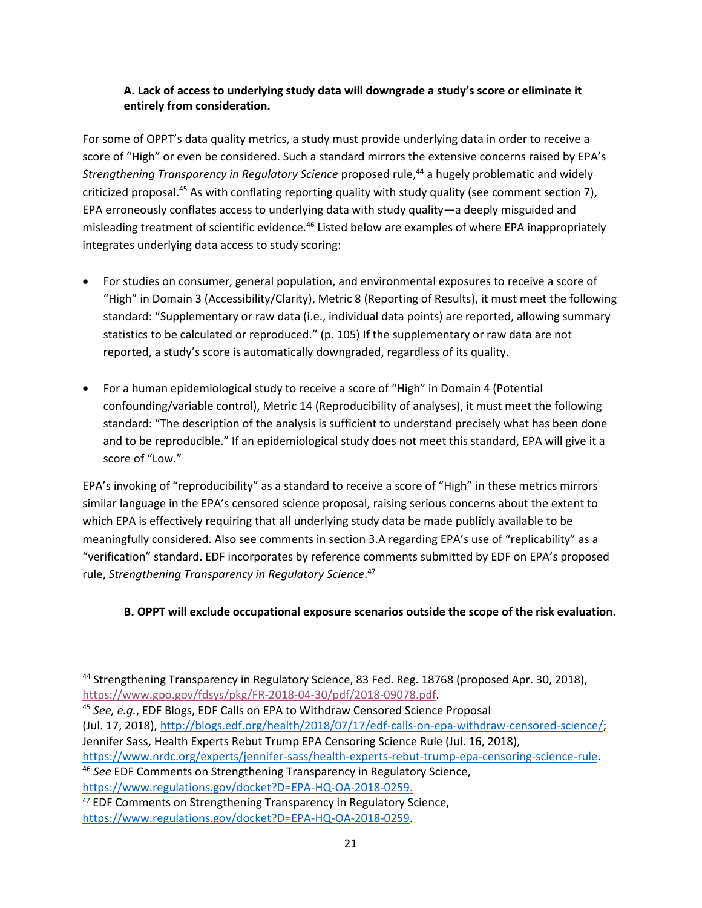### A. Lack of access to underlying study data will downgrade a study's score or eliminate it entirely from consideration.

For some of OPPT's data quality metrics, a study must provide underlying data in order to receive a score of "High" or even be considered. Such a standard mirrors the extensive concerns raised by EPA's *Strengthening Transparency in Regulatory Science* proposed rule,[44] a hugely problematic and widely criticized proposal.[45] As with conflating reporting quality with study quality (see comment section 7), EPA erroneously conflates access to underlying data with study quality—a deeply misguided and misleading treatment of scientific evidence.[46] Listed below are examples of where EPA inappropriately integrates underlying data access to study scoring:

- For studies on consumer, general population, and environmental exposures to receive a score of "High" in Domain 3 (Accessibility/Clarity), Metric 8 (Reporting of Results), it must meet the following standard: "Supplementary or raw data (i.e., individual data points) are reported, allowing summary statistics to be calculated or reproduced." (p. 105) If the supplementary or raw data are not reported, a study's score is automatically downgraded, regardless of its quality.

- For a human epidemiological study to receive a score of "High" in Domain 4 (Potential confounding/variable control), Metric 14 (Reproducibility of analyses), it must meet the following standard: "The description of the analysis is sufficient to understand precisely what has been done and to be reproducible." If an epidemiological study does not meet this standard, EPA will give it a score of "Low."

EPA's invoking of "reproducibility" as a standard to receive a score of "High" in these metrics mirrors similar language in the EPA's censored science proposal, raising serious concerns about the extent to which EPA is effectively requiring that all underlying study data be made publicly available to be meaningfully considered. Also see comments in section 3.A regarding EPA's use of "replicability" as a "verification" standard. EDF incorporates by reference comments submitted by EDF on EPA's proposed rule, *Strengthening Transparency in Regulatory Science*.[47]

### B. OPPT will exclude occupational exposure scenarios outside the scope of the risk evaluation.

---

[44] Strengthening Transparency in Regulatory Science, 83 Fed. Reg. 18768 (proposed Apr. 30, 2018), https://www.gpo.gov/fdsys/pkg/FR-2018-04-30/pdf/2018-09078.pdf.

[45] *See, e.g.*, EDF Blogs, EDF Calls on EPA to Withdraw Censored Science Proposal (Jul. 17, 2018), http://blogs.edf.org/health/2018/07/17/edf-calls-on-epa-withdraw-censored-science/; Jennifer Sass, Health Experts Rebut Trump EPA Censoring Science Rule (Jul. 16, 2018), https://www.nrdc.org/experts/jennifer-sass/health-experts-rebut-trump-epa-censoring-science-rule.

[46] *See* EDF Comments on Strengthening Transparency in Regulatory Science, https://www.regulations.gov/docket?D=EPA-HQ-OA-2018-0259.

[47] EDF Comments on Strengthening Transparency in Regulatory Science, https://www.regulations.gov/docket?D=EPA-HQ-OA-2018-0259.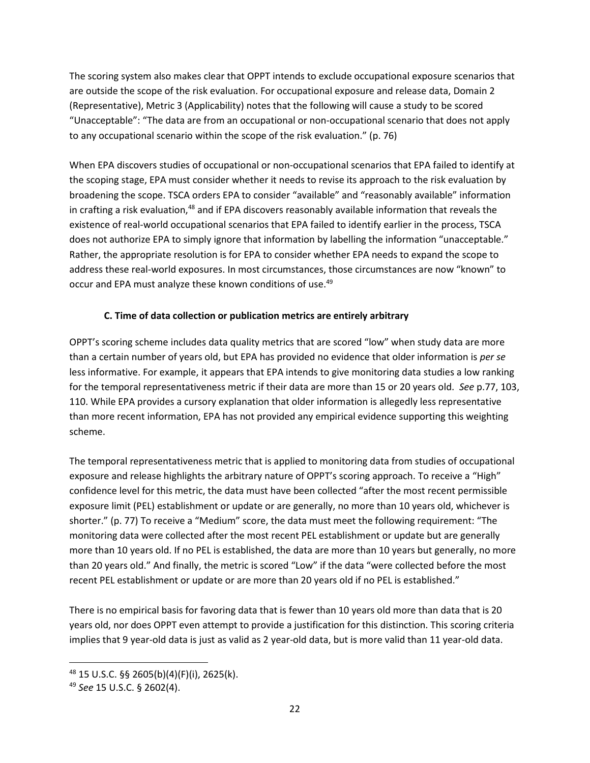The scoring system also makes clear that OPPT intends to exclude occupational exposure scenarios that are outside the scope of the risk evaluation. For occupational exposure and release data, Domain 2 (Representative), Metric 3 (Applicability) notes that the following will cause a study to be scored "Unacceptable": "The data are from an occupational or non-occupational scenario that does not apply to any occupational scenario within the scope of the risk evaluation." (p. 76)

When EPA discovers studies of occupational or non-occupational scenarios that EPA failed to identify at the scoping stage, EPA must consider whether it needs to revise its approach to the risk evaluation by broadening the scope. TSCA orders EPA to consider "available" and "reasonably available" information in crafting a risk evaluation,[48] and if EPA discovers reasonably available information that reveals the existence of real-world occupational scenarios that EPA failed to identify earlier in the process, TSCA does not authorize EPA to simply ignore that information by labelling the information "unacceptable." Rather, the appropriate resolution is for EPA to consider whether EPA needs to expand the scope to address these real-world exposures. In most circumstances, those circumstances are now "known" to occur and EPA must analyze these known conditions of use.[49]

### C. Time of data collection or publication metrics are entirely arbitrary

OPPT's scoring scheme includes data quality metrics that are scored "low" when study data are more than a certain number of years old, but EPA has provided no evidence that older information is *per se* less informative. For example, it appears that EPA intends to give monitoring data studies a low ranking for the temporal representativeness metric if their data are more than 15 or 20 years old. *See* p.77, 103, 110. While EPA provides a cursory explanation that older information is allegedly less representative than more recent information, EPA has not provided any empirical evidence supporting this weighting scheme.

The temporal representativeness metric that is applied to monitoring data from studies of occupational exposure and release highlights the arbitrary nature of OPPT's scoring approach. To receive a "High" confidence level for this metric, the data must have been collected "after the most recent permissible exposure limit (PEL) establishment or update or are generally, no more than 10 years old, whichever is shorter." (p. 77) To receive a "Medium" score, the data must meet the following requirement: "The monitoring data were collected after the most recent PEL establishment or update but are generally more than 10 years old. If no PEL is established, the data are more than 10 years but generally, no more than 20 years old." And finally, the metric is scored "Low" if the data "were collected before the most recent PEL establishment or update or are more than 20 years old if no PEL is established."

There is no empirical basis for favoring data that is fewer than 10 years old more than data that is 20 years old, nor does OPPT even attempt to provide a justification for this distinction. This scoring criteria implies that 9 year-old data is just as valid as 2 year-old data, but is more valid than 11 year-old data.

---

[48] 15 U.S.C. §§ 2605(b)(4)(F)(i), 2625(k).

[49] *See* 15 U.S.C. § 2602(4).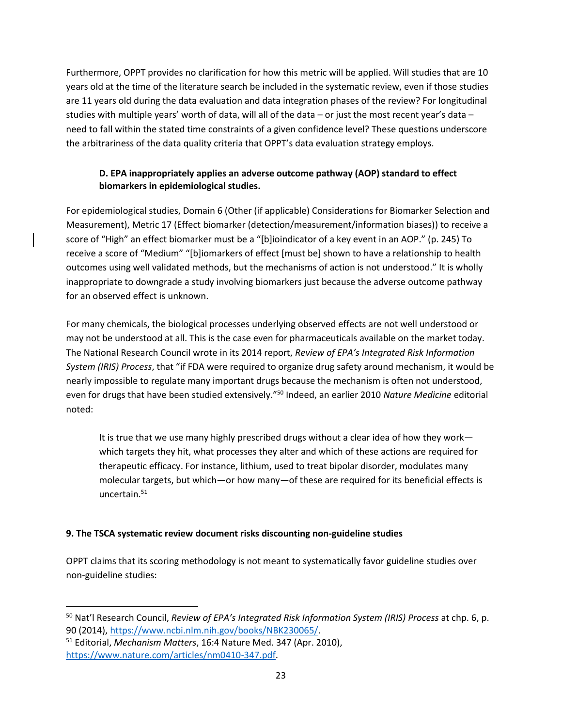Furthermore, OPPT provides no clarification for how this metric will be applied. Will studies that are 10 years old at the time of the literature search be included in the systematic review, even if those studies are 11 years old during the data evaluation and data integration phases of the review? For longitudinal studies with multiple years' worth of data, will all of the data – or just the most recent year's data – need to fall within the stated time constraints of a given confidence level? These questions underscore the arbitrariness of the data quality criteria that OPPT's data evaluation strategy employs.

**D. EPA inappropriately applies an adverse outcome pathway (AOP) standard to effect biomarkers in epidemiological studies.**

For epidemiological studies, Domain 6 (Other (if applicable) Considerations for Biomarker Selection and Measurement), Metric 17 (Effect biomarker (detection/measurement/information biases)) to receive a score of "High" an effect biomarker must be a "[b]ioindicator of a key event in an AOP." (p. 245) To receive a score of "Medium" "[b]iomarkers of effect [must be] shown to have a relationship to health outcomes using well validated methods, but the mechanisms of action is not understood." It is wholly inappropriate to downgrade a study involving biomarkers just because the adverse outcome pathway for an observed effect is unknown.

For many chemicals, the biological processes underlying observed effects are not well understood or may not be understood at all. This is the case even for pharmaceuticals available on the market today. The National Research Council wrote in its 2014 report, *Review of EPA's Integrated Risk Information System (IRIS) Process*, that "if FDA were required to organize drug safety around mechanism, it would be nearly impossible to regulate many important drugs because the mechanism is often not understood, even for drugs that have been studied extensively."[50] Indeed, an earlier 2010 *Nature Medicine* editorial noted:

> It is true that we use many highly prescribed drugs without a clear idea of how they work—which targets they hit, what processes they alter and which of these actions are required for therapeutic efficacy. For instance, lithium, used to treat bipolar disorder, modulates many molecular targets, but which—or how many—of these are required for its beneficial effects is uncertain.[51]

**9. The TSCA systematic review document risks discounting non-guideline studies**

OPPT claims that its scoring methodology is not meant to systematically favor guideline studies over non-guideline studies:

---

[50] Nat'l Research Council, *Review of EPA's Integrated Risk Information System (IRIS) Process* at chp. 6, p. 90 (2014), https://www.ncbi.nlm.nih.gov/books/NBK230065/.

[51] Editorial, *Mechanism Matters*, 16:4 Nature Med. 347 (Apr. 2010), https://www.nature.com/articles/nm0410-347.pdf.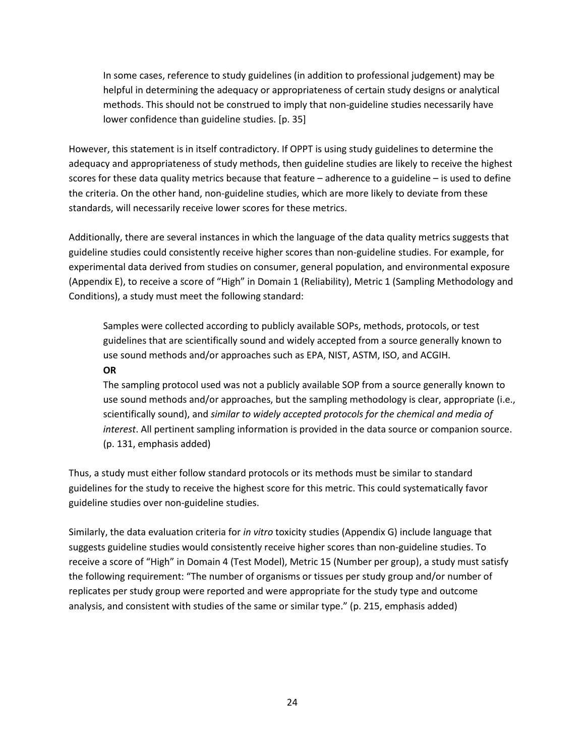> In some cases, reference to study guidelines (in addition to professional judgement) may be helpful in determining the adequacy or appropriateness of certain study designs or analytical methods. This should not be construed to imply that non-guideline studies necessarily have lower confidence than guideline studies. [p. 35]

However, this statement is in itself contradictory. If OPPT is using study guidelines to determine the adequacy and appropriateness of study methods, then guideline studies are likely to receive the highest scores for these data quality metrics because that feature – adherence to a guideline – is used to define the criteria. On the other hand, non-guideline studies, which are more likely to deviate from these standards, will necessarily receive lower scores for these metrics.

Additionally, there are several instances in which the language of the data quality metrics suggests that guideline studies could consistently receive higher scores than non-guideline studies. For example, for experimental data derived from studies on consumer, general population, and environmental exposure (Appendix E), to receive a score of "High" in Domain 1 (Reliability), Metric 1 (Sampling Methodology and Conditions), a study must meet the following standard:

> Samples were collected according to publicly available SOPs, methods, protocols, or test guidelines that are scientifically sound and widely accepted from a source generally known to use sound methods and/or approaches such as EPA, NIST, ASTM, ISO, and ACGIH.
>
> **OR**
>
> The sampling protocol used was not a publicly available SOP from a source generally known to use sound methods and/or approaches, but the sampling methodology is clear, appropriate (i.e., scientifically sound), and *similar to widely accepted protocols for the chemical and media of interest*. All pertinent sampling information is provided in the data source or companion source. (p. 131, emphasis added)

Thus, a study must either follow standard protocols or its methods must be similar to standard guidelines for the study to receive the highest score for this metric. This could systematically favor guideline studies over non-guideline studies.

Similarly, the data evaluation criteria for *in vitro* toxicity studies (Appendix G) include language that suggests guideline studies would consistently receive higher scores than non-guideline studies. To receive a score of "High" in Domain 4 (Test Model), Metric 15 (Number per group), a study must satisfy the following requirement: "The number of organisms or tissues per study group and/or number of replicates per study group were reported and were appropriate for the study type and outcome analysis, and consistent with studies of the same or similar type." (p. 215, emphasis added)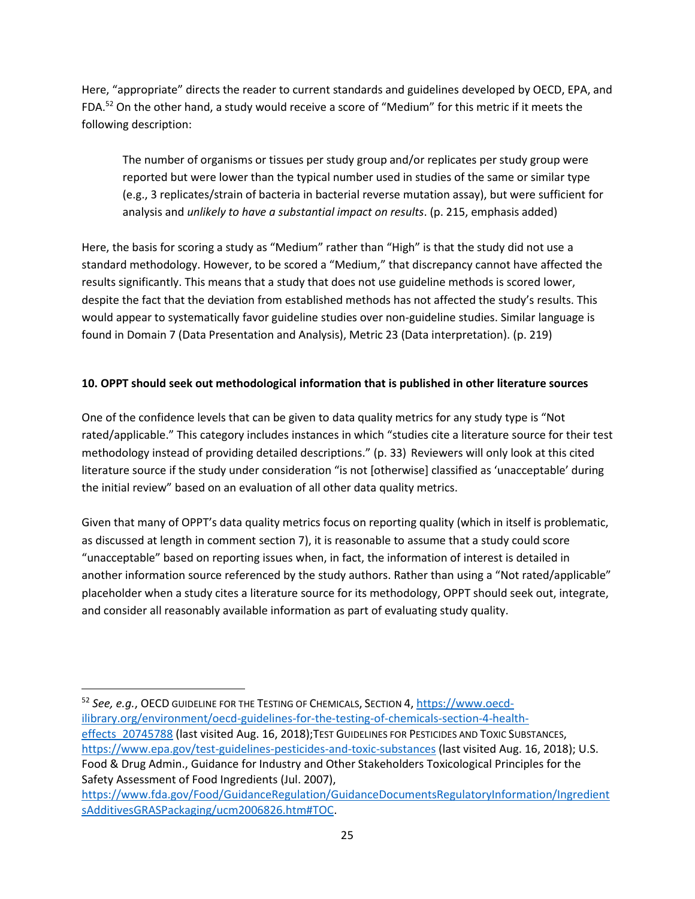Here, "appropriate" directs the reader to current standards and guidelines developed by OECD, EPA, and FDA.[52] On the other hand, a study would receive a score of "Medium" for this metric if it meets the following description:

> The number of organisms or tissues per study group and/or replicates per study group were reported but were lower than the typical number used in studies of the same or similar type (e.g., 3 replicates/strain of bacteria in bacterial reverse mutation assay), but were sufficient for analysis and *unlikely to have a substantial impact on results*. (p. 215, emphasis added)

Here, the basis for scoring a study as "Medium" rather than "High" is that the study did not use a standard methodology. However, to be scored a "Medium," that discrepancy cannot have affected the results significantly. This means that a study that does not use guideline methods is scored lower, despite the fact that the deviation from established methods has not affected the study's results. This would appear to systematically favor guideline studies over non-guideline studies. Similar language is found in Domain 7 (Data Presentation and Analysis), Metric 23 (Data interpretation). (p. 219)

**10. OPPT should seek out methodological information that is published in other literature sources**

One of the confidence levels that can be given to data quality metrics for any study type is "Not rated/applicable." This category includes instances in which "studies cite a literature source for their test methodology instead of providing detailed descriptions." (p. 33) Reviewers will only look at this cited literature source if the study under consideration "is not [otherwise] classified as 'unacceptable' during the initial review" based on an evaluation of all other data quality metrics.

Given that many of OPPT's data quality metrics focus on reporting quality (which in itself is problematic, as discussed at length in comment section 7), it is reasonable to assume that a study could score "unacceptable" based on reporting issues when, in fact, the information of interest is detailed in another information source referenced by the study authors. Rather than using a "Not rated/applicable" placeholder when a study cites a literature source for its methodology, OPPT should seek out, integrate, and consider all reasonably available information as part of evaluating study quality.

---

[52] *See, e.g.*, OECD GUIDELINE FOR THE TESTING OF CHEMICALS, SECTION 4, https://www.oecd-ilibrary.org/environment/oecd-guidelines-for-the-testing-of-chemicals-section-4-health-effects_20745788 (last visited Aug. 16, 2018);TEST GUIDELINES FOR PESTICIDES AND TOXIC SUBSTANCES, https://www.epa.gov/test-guidelines-pesticides-and-toxic-substances (last visited Aug. 16, 2018); U.S. Food & Drug Admin., Guidance for Industry and Other Stakeholders Toxicological Principles for the Safety Assessment of Food Ingredients (Jul. 2007), https://www.fda.gov/Food/GuidanceRegulation/GuidanceDocumentsRegulatoryInformation/IngredientsAdditivesGRASPackaging/ucm2006826.htm#TOC.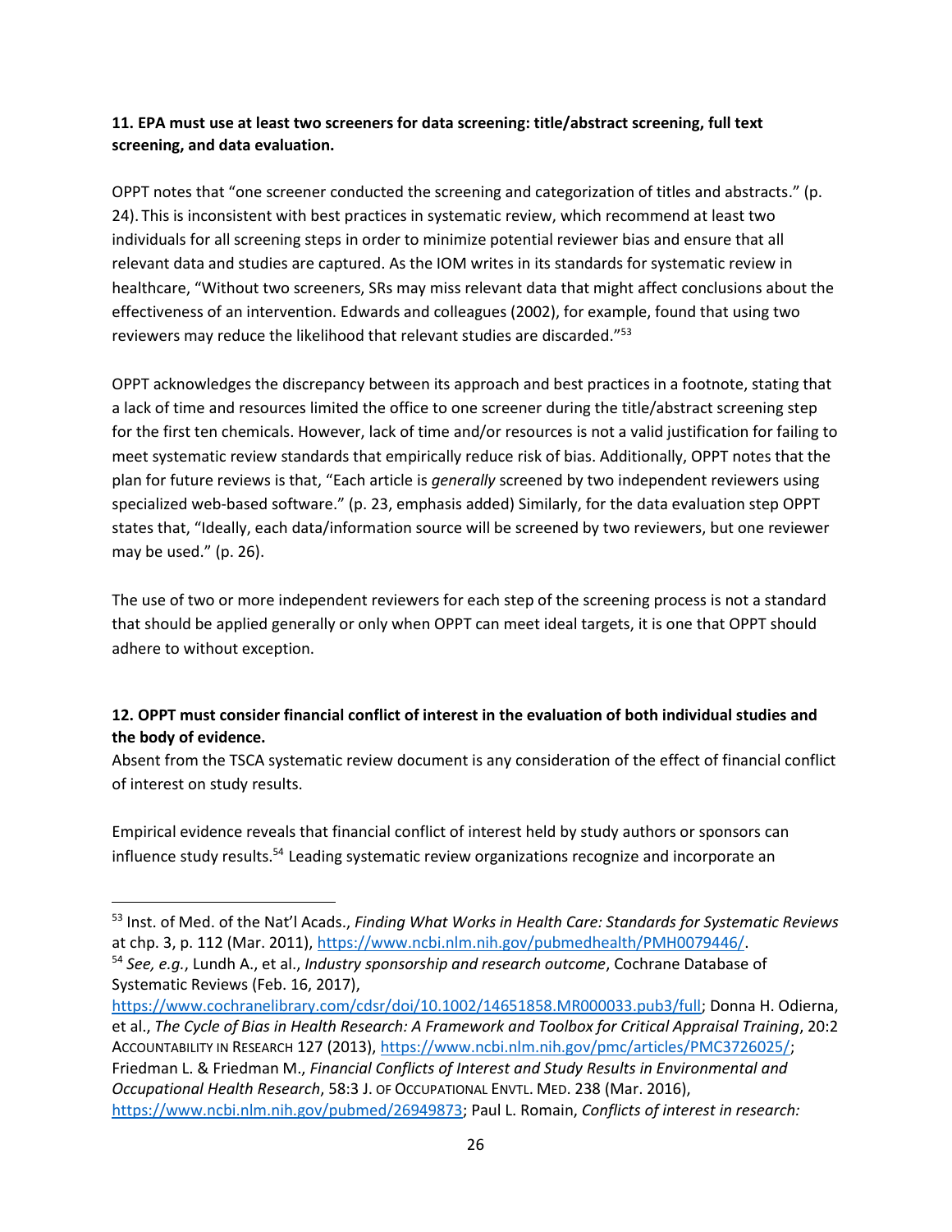**11. EPA must use at least two screeners for data screening: title/abstract screening, full text screening, and data evaluation.**

OPPT notes that "one screener conducted the screening and categorization of titles and abstracts." (p. 24). This is inconsistent with best practices in systematic review, which recommend at least two individuals for all screening steps in order to minimize potential reviewer bias and ensure that all relevant data and studies are captured. As the IOM writes in its standards for systematic review in healthcare, "Without two screeners, SRs may miss relevant data that might affect conclusions about the effectiveness of an intervention. Edwards and colleagues (2002), for example, found that using two reviewers may reduce the likelihood that relevant studies are discarded."[53]

OPPT acknowledges the discrepancy between its approach and best practices in a footnote, stating that a lack of time and resources limited the office to one screener during the title/abstract screening step for the first ten chemicals. However, lack of time and/or resources is not a valid justification for failing to meet systematic review standards that empirically reduce risk of bias. Additionally, OPPT notes that the plan for future reviews is that, "Each article is *generally* screened by two independent reviewers using specialized web-based software." (p. 23, emphasis added) Similarly, for the data evaluation step OPPT states that, "Ideally, each data/information source will be screened by two reviewers, but one reviewer may be used." (p. 26).

The use of two or more independent reviewers for each step of the screening process is not a standard that should be applied generally or only when OPPT can meet ideal targets, it is one that OPPT should adhere to without exception.

**12. OPPT must consider financial conflict of interest in the evaluation of both individual studies and the body of evidence.**

Absent from the TSCA systematic review document is any consideration of the effect of financial conflict of interest on study results.

Empirical evidence reveals that financial conflict of interest held by study authors or sponsors can influence study results.[54] Leading systematic review organizations recognize and incorporate an

---

[53] Inst. of Med. of the Nat'l Acads., *Finding What Works in Health Care: Standards for Systematic Reviews* at chp. 3, p. 112 (Mar. 2011), https://www.ncbi.nlm.nih.gov/pubmedhealth/PMH0079446/.

[54] *See, e.g.*, Lundh A., et al., *Industry sponsorship and research outcome*, Cochrane Database of Systematic Reviews (Feb. 16, 2017), https://www.cochranelibrary.com/cdsr/doi/10.1002/14651858.MR000033.pub3/full; Donna H. Odierna, et al., *The Cycle of Bias in Health Research: A Framework and Toolbox for Critical Appraisal Training*, 20:2 ACCOUNTABILITY IN RESEARCH 127 (2013), https://www.ncbi.nlm.nih.gov/pmc/articles/PMC3726025/; Friedman L. & Friedman M., *Financial Conflicts of Interest and Study Results in Environmental and Occupational Health Research*, 58:3 J. OF OCCUPATIONAL ENVTL. MED. 238 (Mar. 2016), https://www.ncbi.nlm.nih.gov/pubmed/26949873; Paul L. Romain, *Conflicts of interest in research:*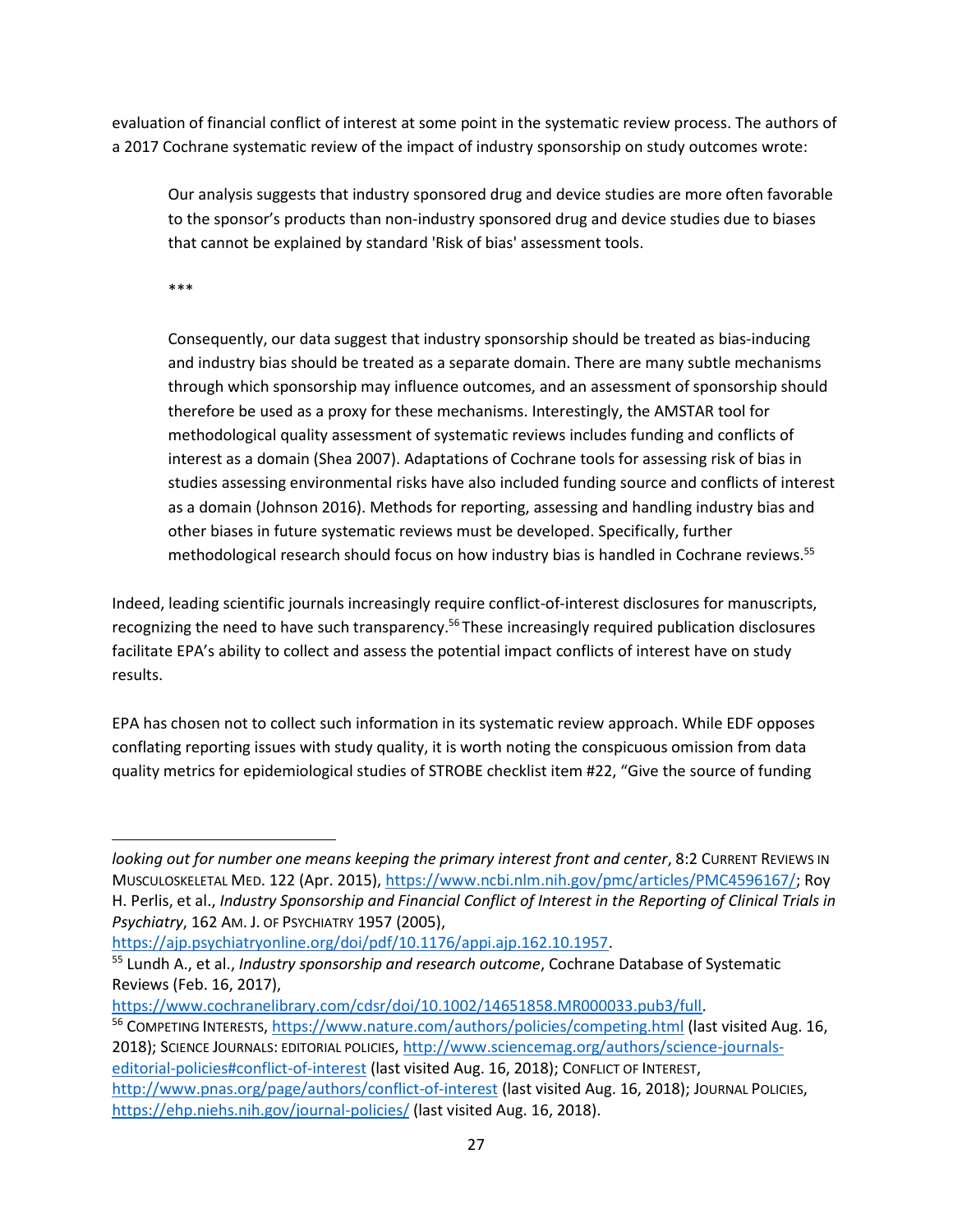evaluation of financial conflict of interest at some point in the systematic review process. The authors of a 2017 Cochrane systematic review of the impact of industry sponsorship on study outcomes wrote:

> Our analysis suggests that industry sponsored drug and device studies are more often favorable to the sponsor's products than non-industry sponsored drug and device studies due to biases that cannot be explained by standard 'Risk of bias' assessment tools.
>
> ***
>
> Consequently, our data suggest that industry sponsorship should be treated as bias-inducing and industry bias should be treated as a separate domain. There are many subtle mechanisms through which sponsorship may influence outcomes, and an assessment of sponsorship should therefore be used as a proxy for these mechanisms. Interestingly, the AMSTAR tool for methodological quality assessment of systematic reviews includes funding and conflicts of interest as a domain (Shea 2007). Adaptations of Cochrane tools for assessing risk of bias in studies assessing environmental risks have also included funding source and conflicts of interest as a domain (Johnson 2016). Methods for reporting, assessing and handling industry bias and other biases in future systematic reviews must be developed. Specifically, further methodological research should focus on how industry bias is handled in Cochrane reviews.[55]

Indeed, leading scientific journals increasingly require conflict-of-interest disclosures for manuscripts, recognizing the need to have such transparency.[56] These increasingly required publication disclosures facilitate EPA's ability to collect and assess the potential impact conflicts of interest have on study results.

EPA has chosen not to collect such information in its systematic review approach. While EDF opposes conflating reporting issues with study quality, it is worth noting the conspicuous omission from data quality metrics for epidemiological studies of STROBE checklist item #22, "Give the source of funding

---

*looking out for number one means keeping the primary interest front and center*, 8:2 CURRENT REVIEWS IN MUSCULOSKELETAL MED. 122 (Apr. 2015), https://www.ncbi.nlm.nih.gov/pmc/articles/PMC4596167/; Roy H. Perlis, et al., *Industry Sponsorship and Financial Conflict of Interest in the Reporting of Clinical Trials in Psychiatry*, 162 AM. J. OF PSYCHIATRY 1957 (2005), https://ajp.psychiatryonline.org/doi/pdf/10.1176/appi.ajp.162.10.1957.

[55] Lundh A., et al., *Industry sponsorship and research outcome*, Cochrane Database of Systematic Reviews (Feb. 16, 2017), https://www.cochranelibrary.com/cdsr/doi/10.1002/14651858.MR000033.pub3/full.

[56] COMPETING INTERESTS, https://www.nature.com/authors/policies/competing.html (last visited Aug. 16, 2018); SCIENCE JOURNALS: EDITORIAL POLICIES, http://www.sciencemag.org/authors/science-journals-editorial-policies#conflict-of-interest (last visited Aug. 16, 2018); CONFLICT OF INTEREST, http://www.pnas.org/page/authors/conflict-of-interest (last visited Aug. 16, 2018); JOURNAL POLICIES, https://ehp.niehs.nih.gov/journal-policies/ (last visited Aug. 16, 2018).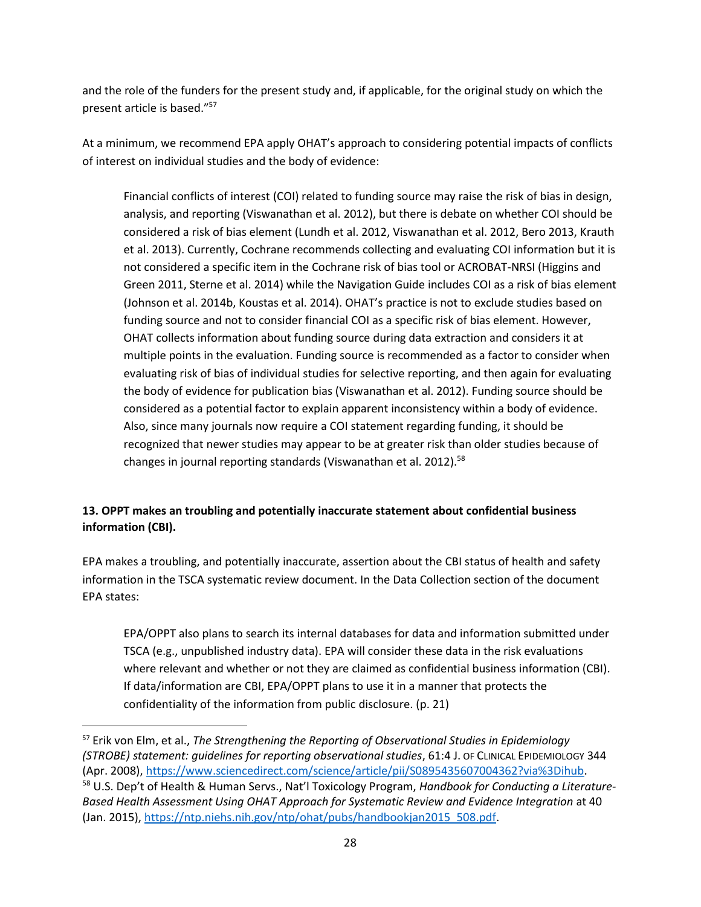and the role of the funders for the present study and, if applicable, for the original study on which the present article is based."[57]

At a minimum, we recommend EPA apply OHAT's approach to considering potential impacts of conflicts of interest on individual studies and the body of evidence:

> Financial conflicts of interest (COI) related to funding source may raise the risk of bias in design, analysis, and reporting (Viswanathan et al. 2012), but there is debate on whether COI should be considered a risk of bias element (Lundh et al. 2012, Viswanathan et al. 2012, Bero 2013, Krauth et al. 2013). Currently, Cochrane recommends collecting and evaluating COI information but it is not considered a specific item in the Cochrane risk of bias tool or ACROBAT-NRSI (Higgins and Green 2011, Sterne et al. 2014) while the Navigation Guide includes COI as a risk of bias element (Johnson et al. 2014b, Koustas et al. 2014). OHAT's practice is not to exclude studies based on funding source and not to consider financial COI as a specific risk of bias element. However, OHAT collects information about funding source during data extraction and considers it at multiple points in the evaluation. Funding source is recommended as a factor to consider when evaluating risk of bias of individual studies for selective reporting, and then again for evaluating the body of evidence for publication bias (Viswanathan et al. 2012). Funding source should be considered as a potential factor to explain apparent inconsistency within a body of evidence. Also, since many journals now require a COI statement regarding funding, it should be recognized that newer studies may appear to be at greater risk than older studies because of changes in journal reporting standards (Viswanathan et al. 2012).[58]

**13. OPPT makes an troubling and potentially inaccurate statement about confidential business information (CBI).**

EPA makes a troubling, and potentially inaccurate, assertion about the CBI status of health and safety information in the TSCA systematic review document. In the Data Collection section of the document EPA states:

> EPA/OPPT also plans to search its internal databases for data and information submitted under TSCA (e.g., unpublished industry data). EPA will consider these data in the risk evaluations where relevant and whether or not they are claimed as confidential business information (CBI). If data/information are CBI, EPA/OPPT plans to use it in a manner that protects the confidentiality of the information from public disclosure. (p. 21)

---

[57] Erik von Elm, et al., *The Strengthening the Reporting of Observational Studies in Epidemiology (STROBE) statement: guidelines for reporting observational studies*, 61:4 J. OF CLINICAL EPIDEMIOLOGY 344 (Apr. 2008), https://www.sciencedirect.com/science/article/pii/S0895435607004362?via%3Dihub.

[58] U.S. Dep't of Health & Human Servs., Nat'l Toxicology Program, *Handbook for Conducting a Literature-Based Health Assessment Using OHAT Approach for Systematic Review and Evidence Integration* at 40 (Jan. 2015), https://ntp.niehs.nih.gov/ntp/ohat/pubs/handbookjan2015_508.pdf.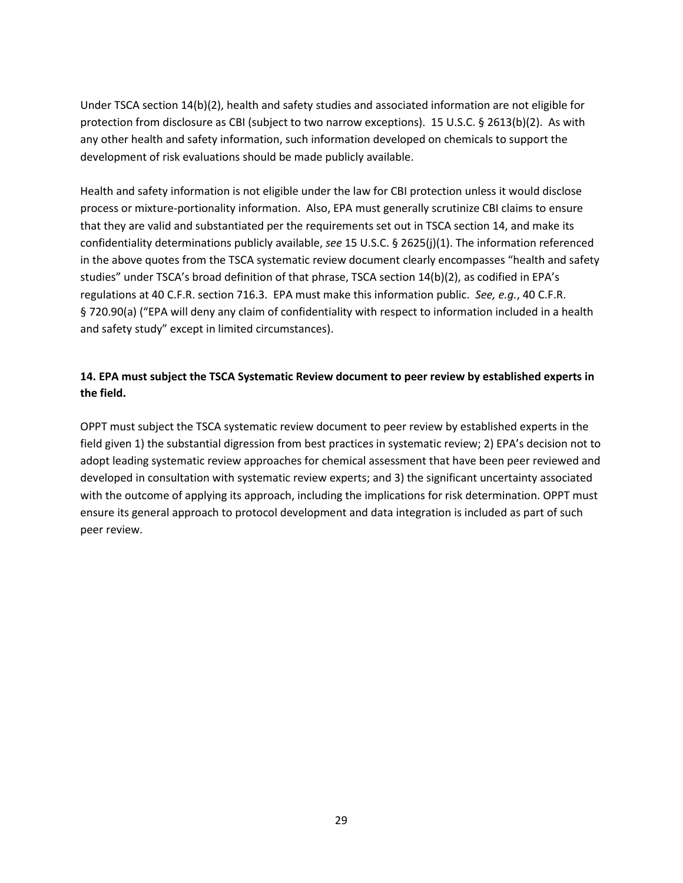Under TSCA section 14(b)(2), health and safety studies and associated information are not eligible for protection from disclosure as CBI (subject to two narrow exceptions). 15 U.S.C. § 2613(b)(2). As with any other health and safety information, such information developed on chemicals to support the development of risk evaluations should be made publicly available.

Health and safety information is not eligible under the law for CBI protection unless it would disclose process or mixture-portionality information. Also, EPA must generally scrutinize CBI claims to ensure that they are valid and substantiated per the requirements set out in TSCA section 14, and make its confidentiality determinations publicly available, *see* 15 U.S.C. § 2625(j)(1). The information referenced in the above quotes from the TSCA systematic review document clearly encompasses "health and safety studies" under TSCA's broad definition of that phrase, TSCA section 14(b)(2), as codified in EPA's regulations at 40 C.F.R. section 716.3. EPA must make this information public. *See, e.g.*, 40 C.F.R. § 720.90(a) ("EPA will deny any claim of confidentiality with respect to information included in a health and safety study" except in limited circumstances).

**14. EPA must subject the TSCA Systematic Review document to peer review by established experts in the field.**

OPPT must subject the TSCA systematic review document to peer review by established experts in the field given 1) the substantial digression from best practices in systematic review; 2) EPA's decision not to adopt leading systematic review approaches for chemical assessment that have been peer reviewed and developed in consultation with systematic review experts; and 3) the significant uncertainty associated with the outcome of applying its approach, including the implications for risk determination. OPPT must ensure its general approach to protocol development and data integration is included as part of such peer review.